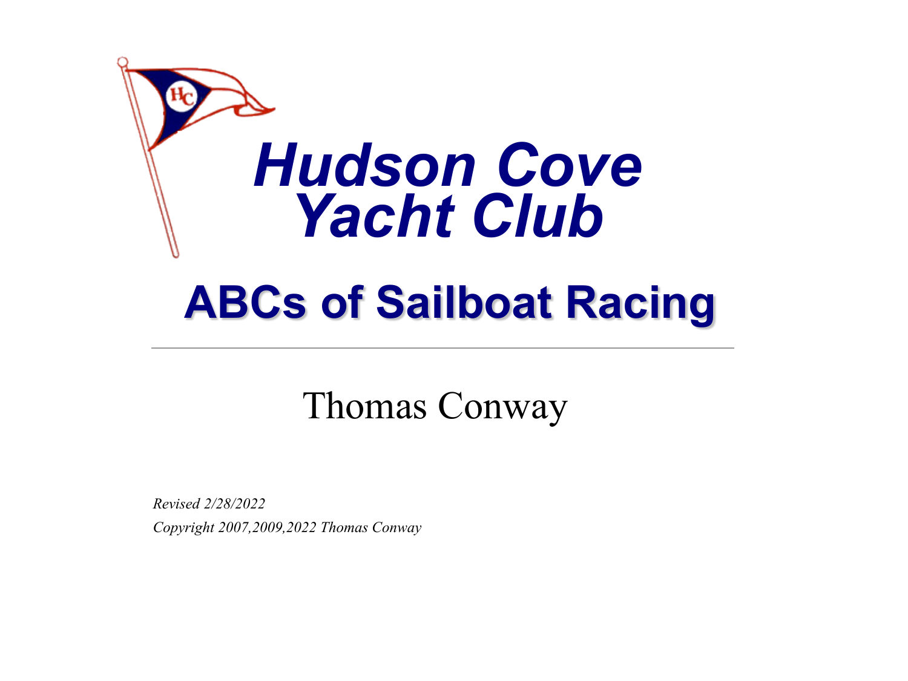# *Hudson Cove Yacht Club*

## ABCs of Sailboat Racing

Thomas Conway

*Revised 2/28/2022*

*Copyright 2007,2009,2022 Thomas Conway*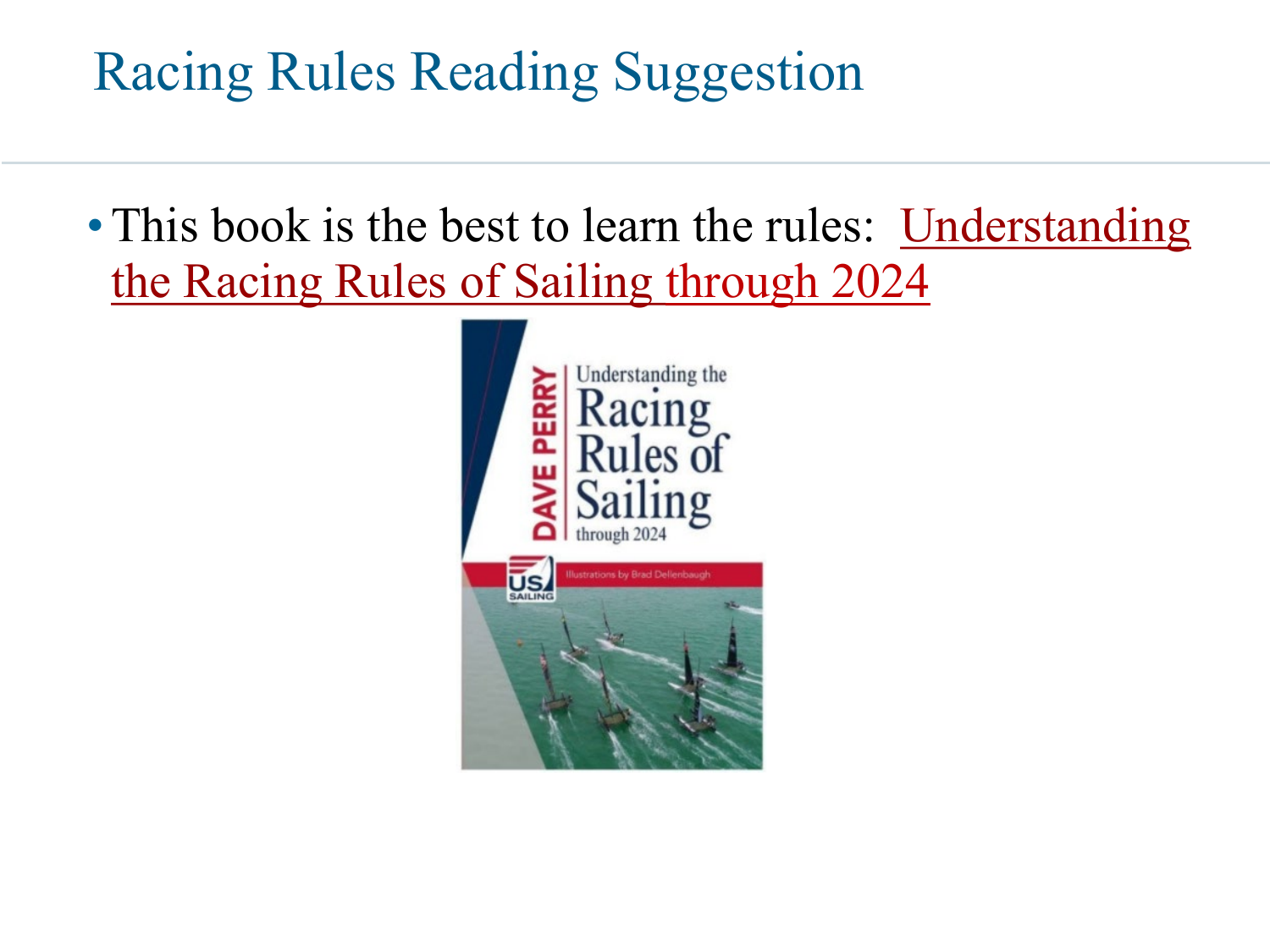# Racing Rules Reading Suggestion

- This book is the best to learn the rules: Understanding the Racing Rules of Sailing through 2024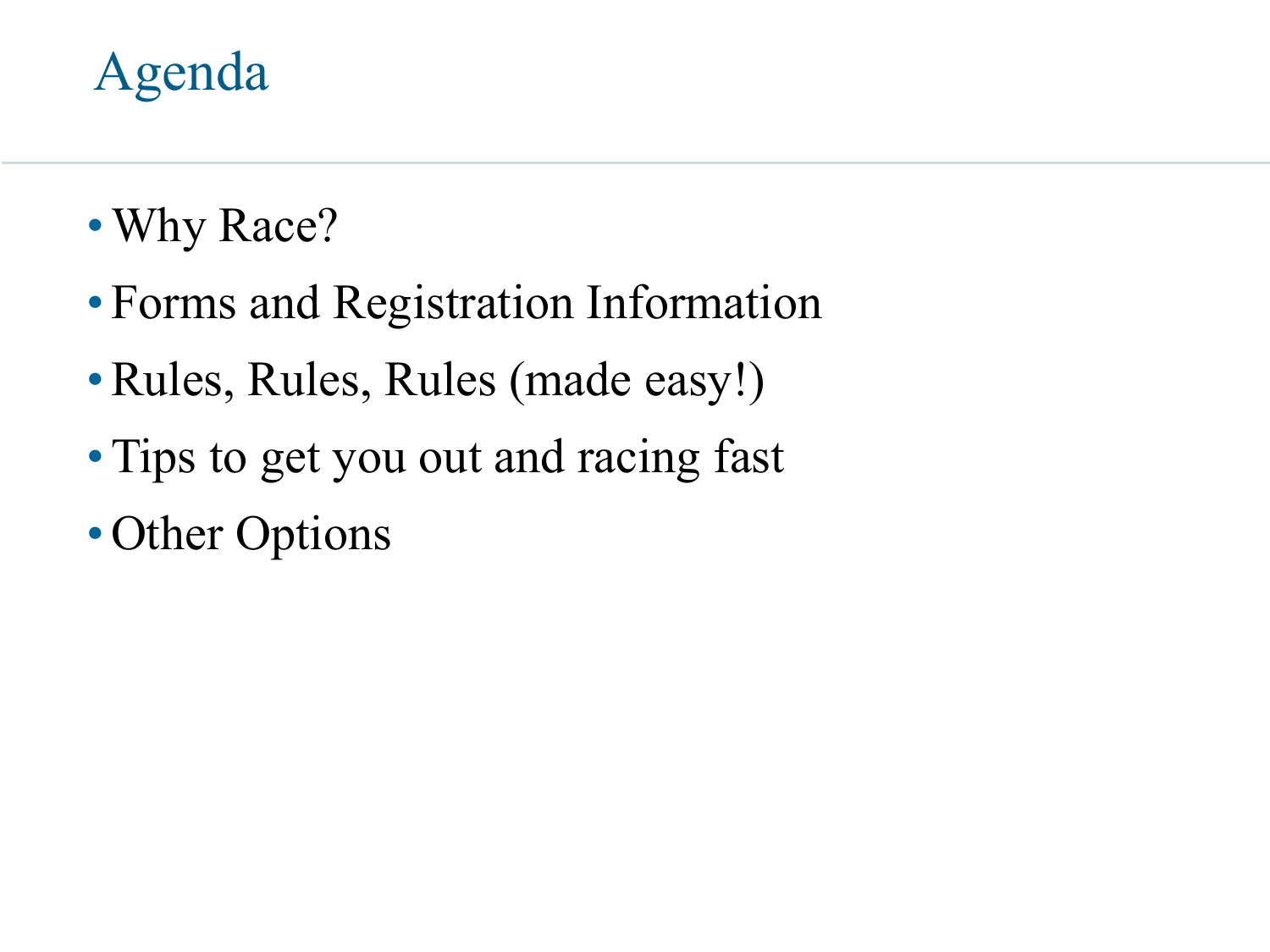# Agenda

- Why Race?
- Forms and Registration Information
- Rules, Rules, Rules (made easy!)
- Tips to get you out and racing fast
- Other Options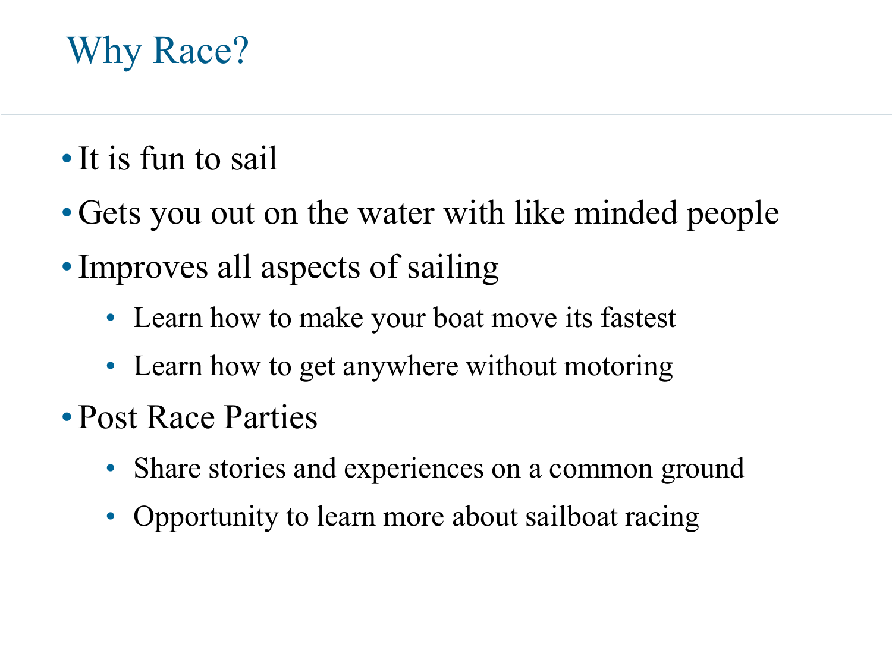# Why Race?

- It is fun to sail
- Gets you out on the water with like minded people
- Improves all aspects of sailing
  - Learn how to make your boat move its fastest
  - Learn how to get anywhere without motoring
- Post Race Parties
  - Share stories and experiences on a common ground
  - Opportunity to learn more about sailboat racing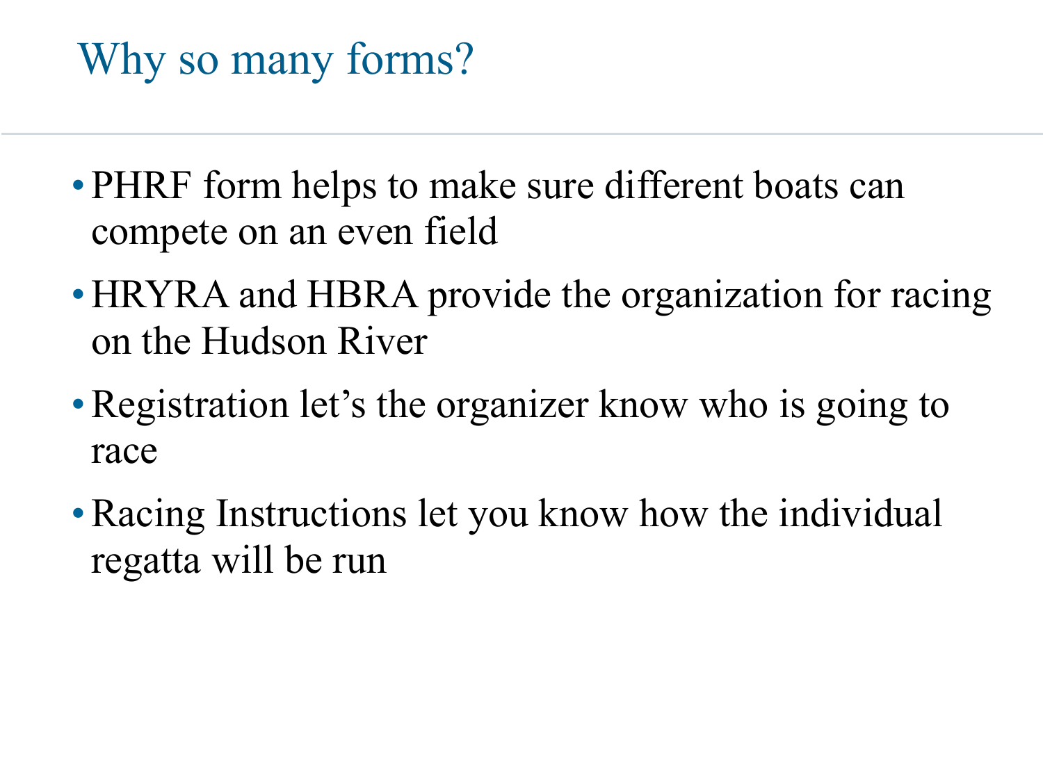# Why so many forms?

- PHRF form helps to make sure different boats can compete on an even field
- HRYRA and HBRA provide the organization for racing on the Hudson River
- Registration let's the organizer know who is going to race
- Racing Instructions let you know how the individual regatta will be run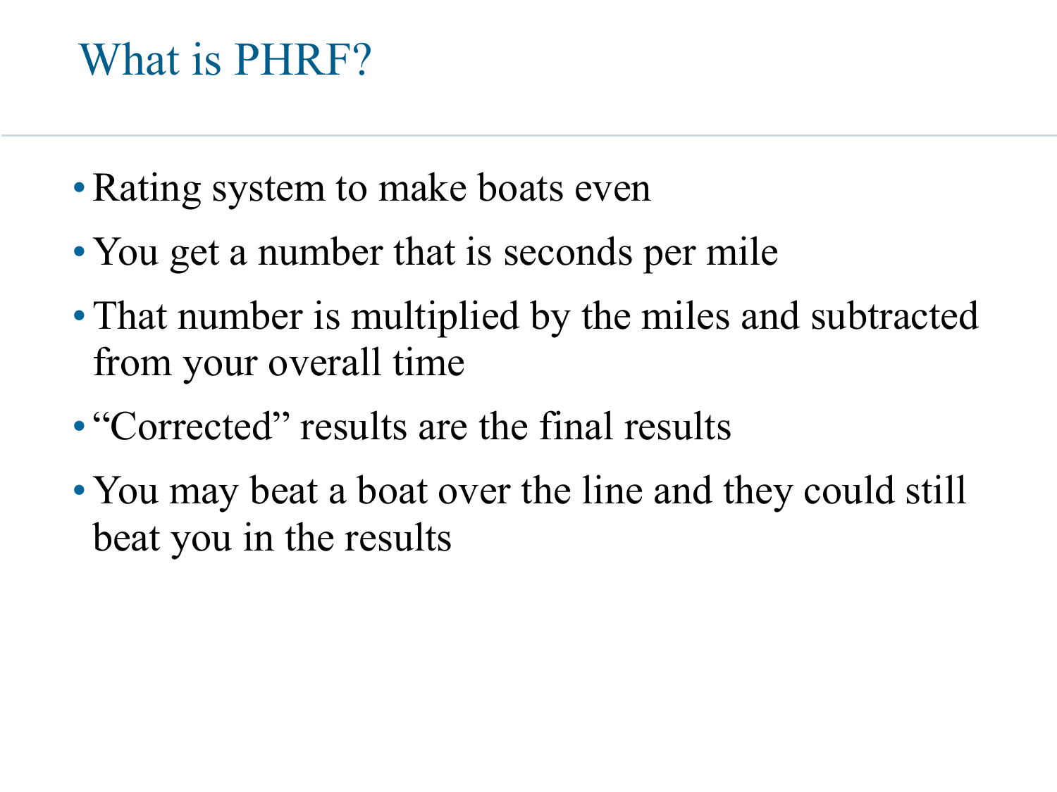# What is PHRF?

- Rating system to make boats even
- You get a number that is seconds per mile
- That number is multiplied by the miles and subtracted from your overall time
- "Corrected" results are the final results
- You may beat a boat over the line and they could still beat you in the results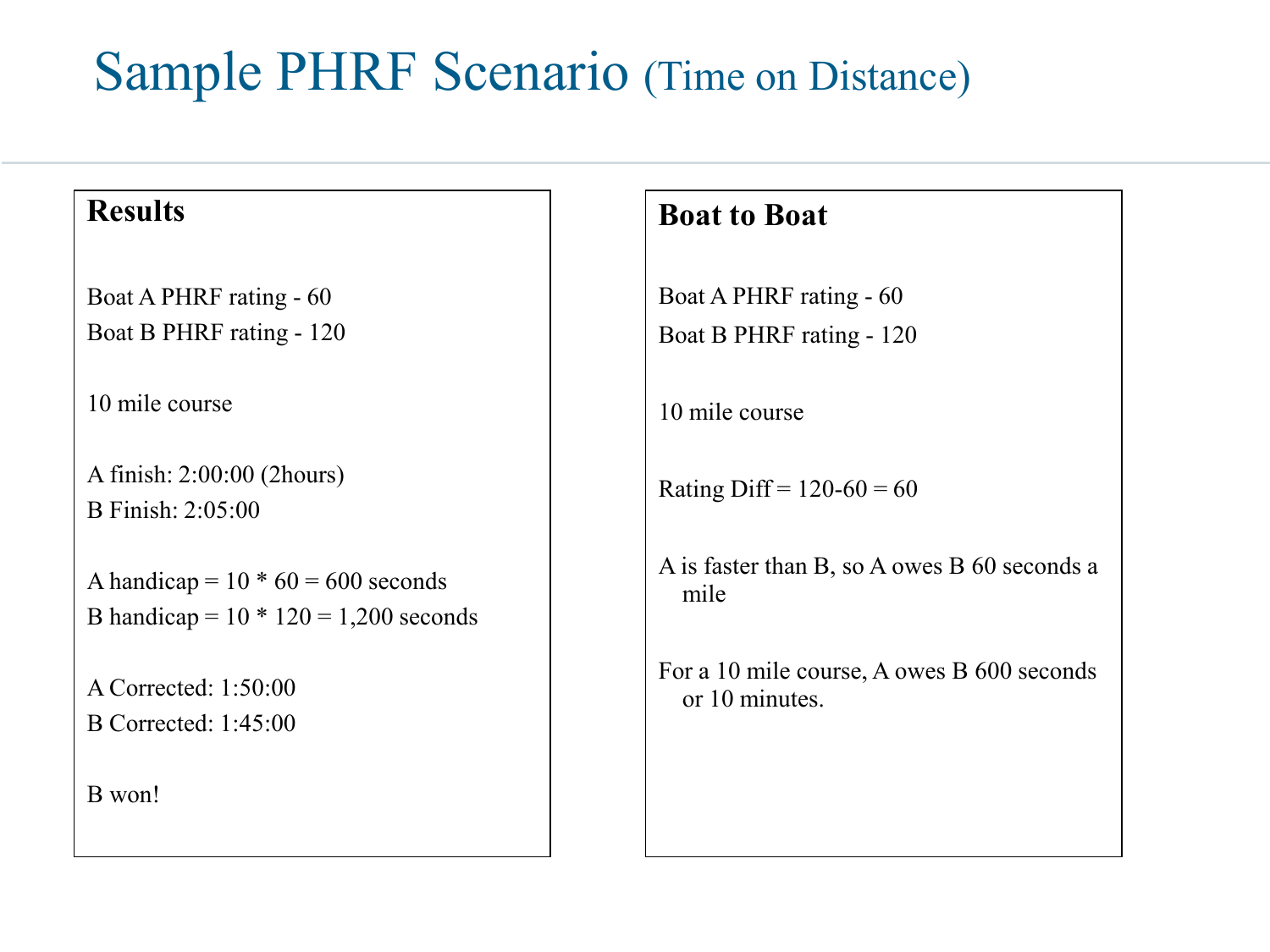# Sample PHRF Scenario (Time on Distance)

### Results

Boat A PHRF rating - 60
Boat B PHRF rating - 120

10 mile course

A finish: 2:00:00 (2hours)
B Finish: 2:05:00

A handicap = 10 * 60 = 600 seconds
B handicap = 10 * 120 = 1,200 seconds

A Corrected: 1:50:00
B Corrected: 1:45:00

B won!

### Boat to Boat

Boat A PHRF rating - 60

Boat B PHRF rating - 120

10 mile course

Rating Diff = 120-60 = 60

A is faster than B, so A owes B 60 seconds a mile

For a 10 mile course, A owes B 600 seconds or 10 minutes.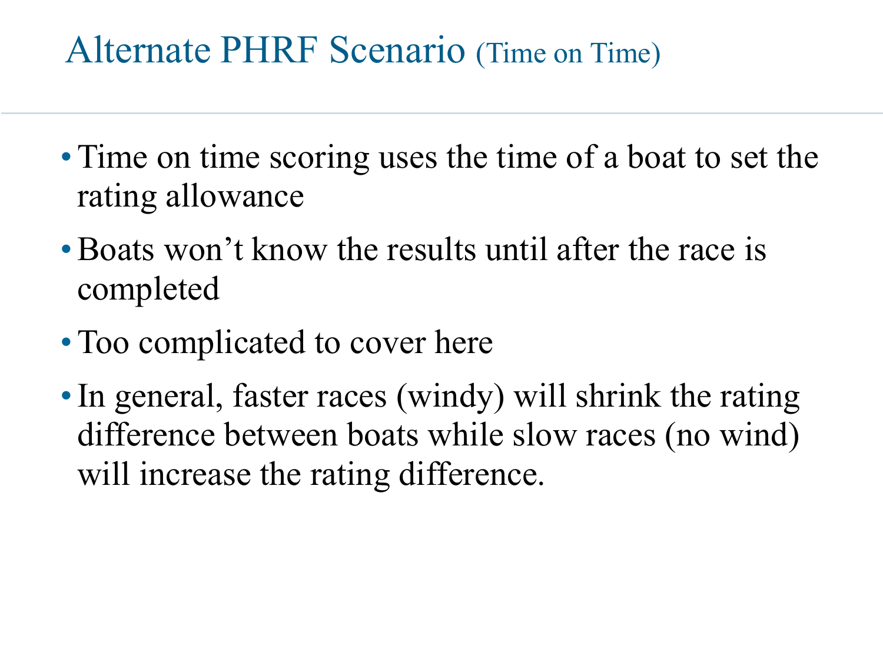# Alternate PHRF Scenario (Time on Time)

- Time on time scoring uses the time of a boat to set the rating allowance
- Boats won't know the results until after the race is completed
- Too complicated to cover here
- In general, faster races (windy) will shrink the rating difference between boats while slow races (no wind) will increase the rating difference.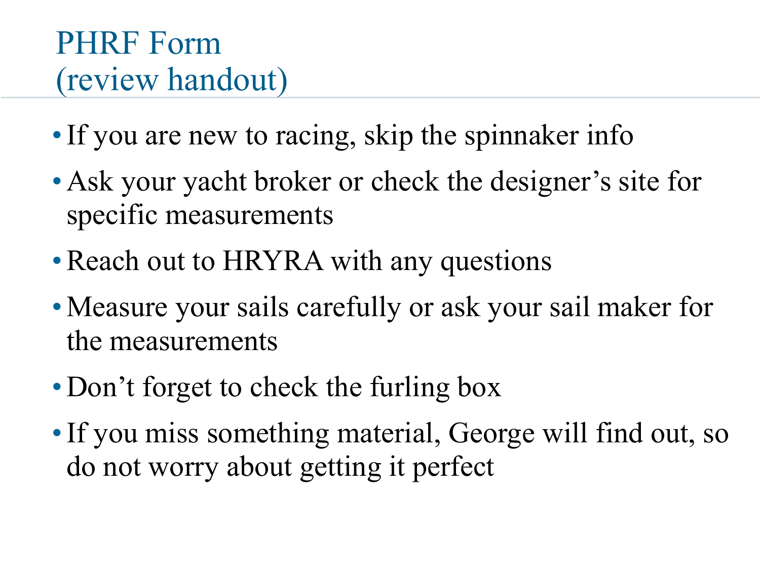# PHRF Form
(review handout)

- If you are new to racing, skip the spinnaker info
- Ask your yacht broker or check the designer's site for specific measurements
- Reach out to HRYRA with any questions
- Measure your sails carefully or ask your sail maker for the measurements
- Don't forget to check the furling box
- If you miss something material, George will find out, so do not worry about getting it perfect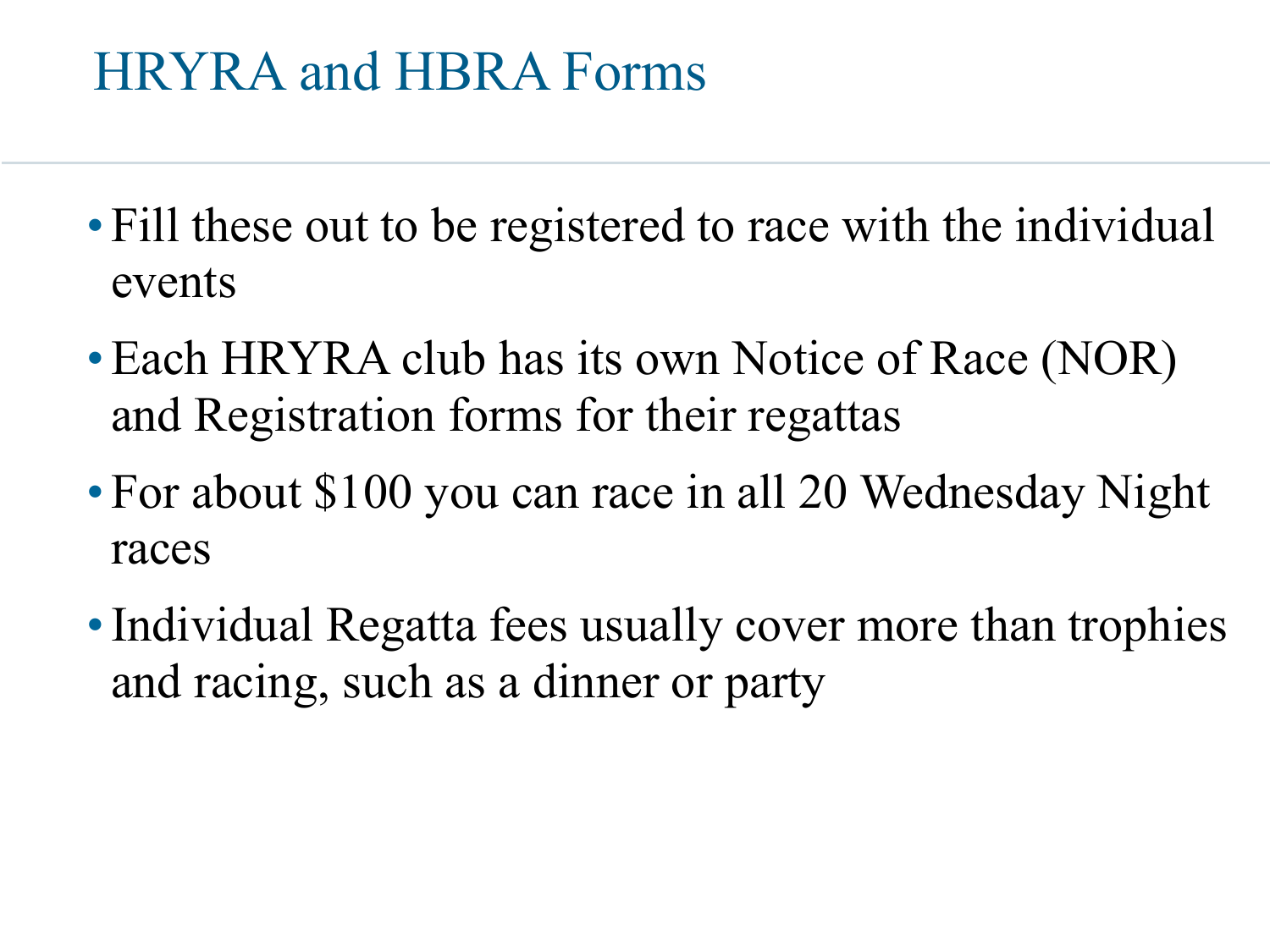# HRYRA and HBRA Forms

- Fill these out to be registered to race with the individual events
- Each HRYRA club has its own Notice of Race (NOR) and Registration forms for their regattas
- For about $100 you can race in all 20 Wednesday Night races
- Individual Regatta fees usually cover more than trophies and racing, such as a dinner or party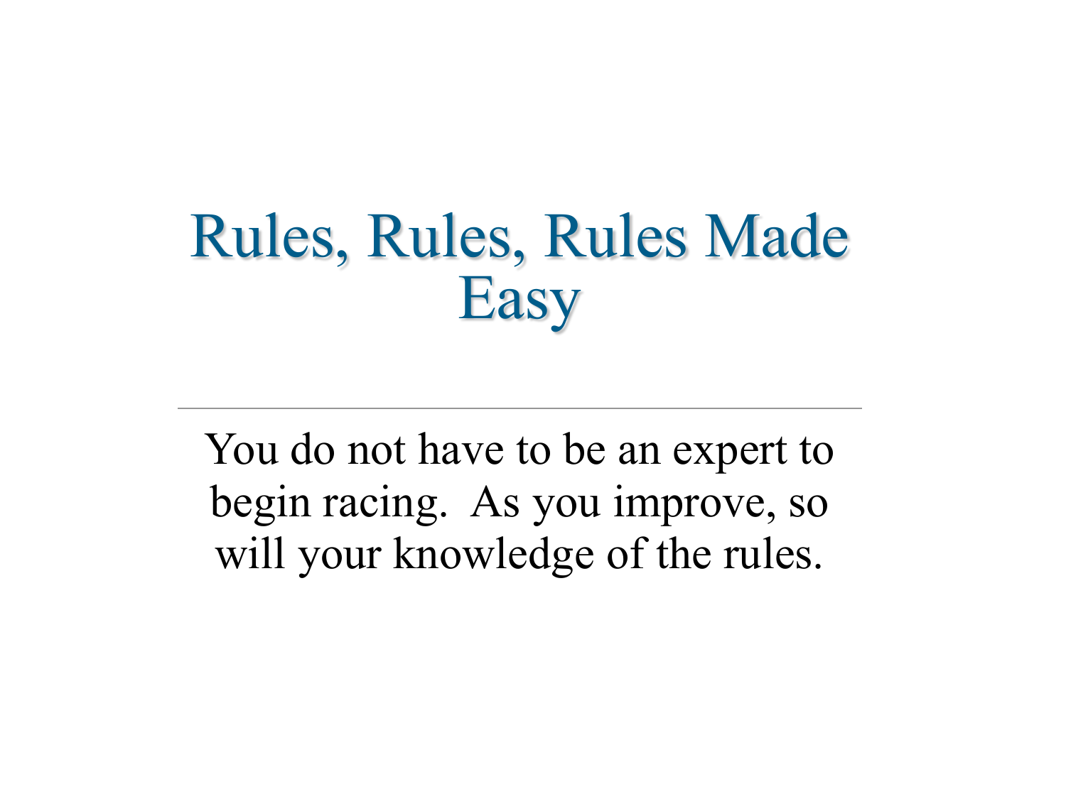# Rules, Rules, Rules Made Easy

---

You do not have to be an expert to begin racing. As you improve, so will your knowledge of the rules.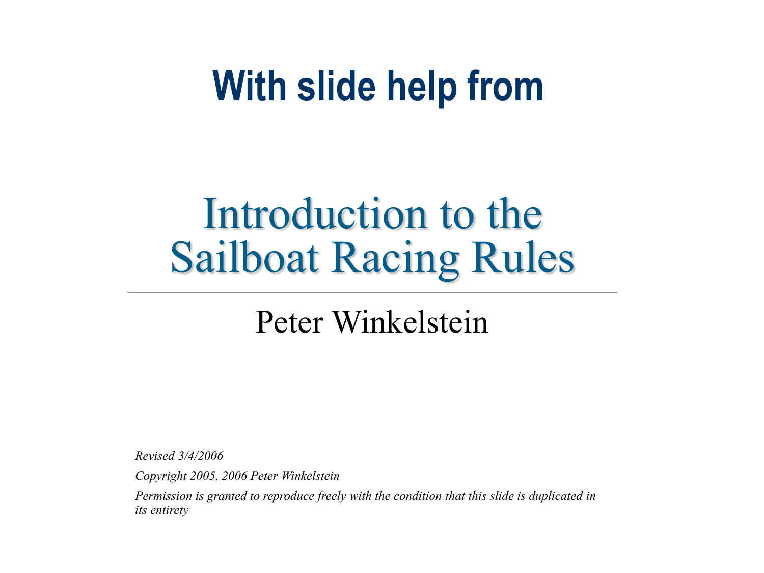# With slide help from

## Introduction to the Sailboat Racing Rules

Peter Winkelstein

*Revised 3/4/2006*

*Copyright 2005, 2006 Peter Winkelstein*

*Permission is granted to reproduce freely with the condition that this slide is duplicated in its entirety*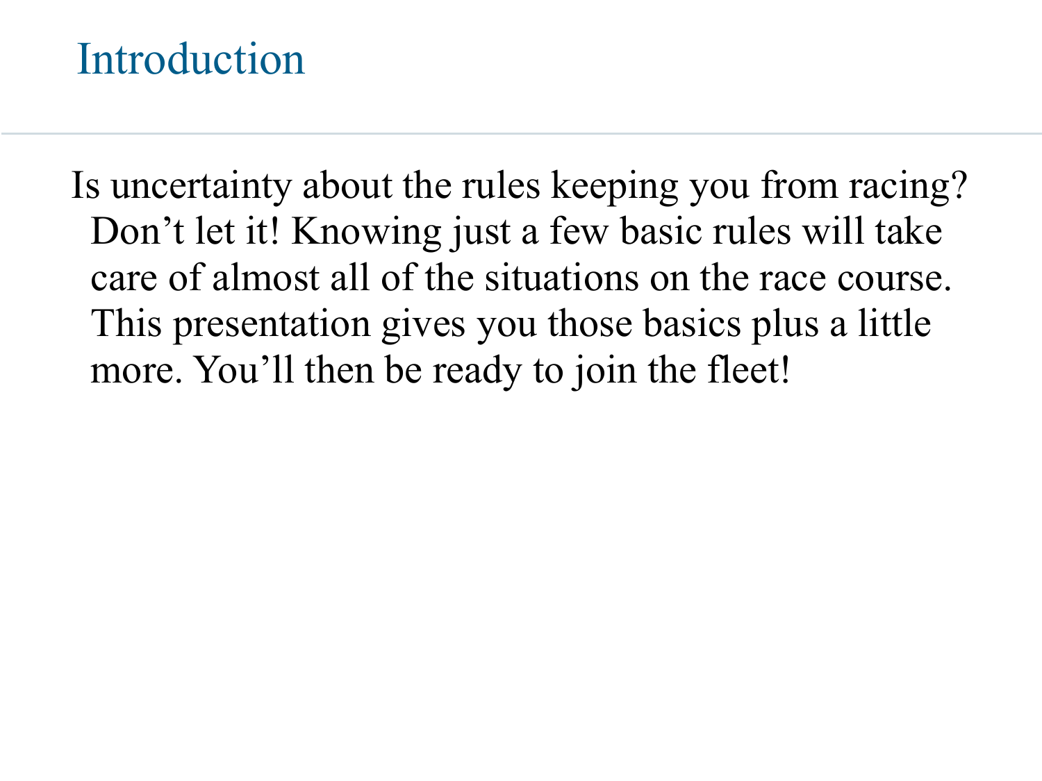# Introduction

Is uncertainty about the rules keeping you from racing? Don’t let it! Knowing just a few basic rules will take care of almost all of the situations on the race course. This presentation gives you those basics plus a little more. You’ll then be ready to join the fleet!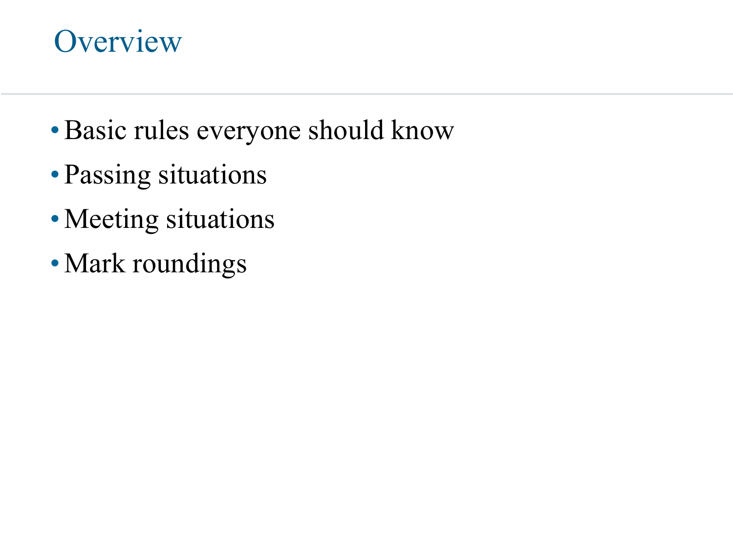# Overview

- Basic rules everyone should know
- Passing situations
- Meeting situations
- Mark roundings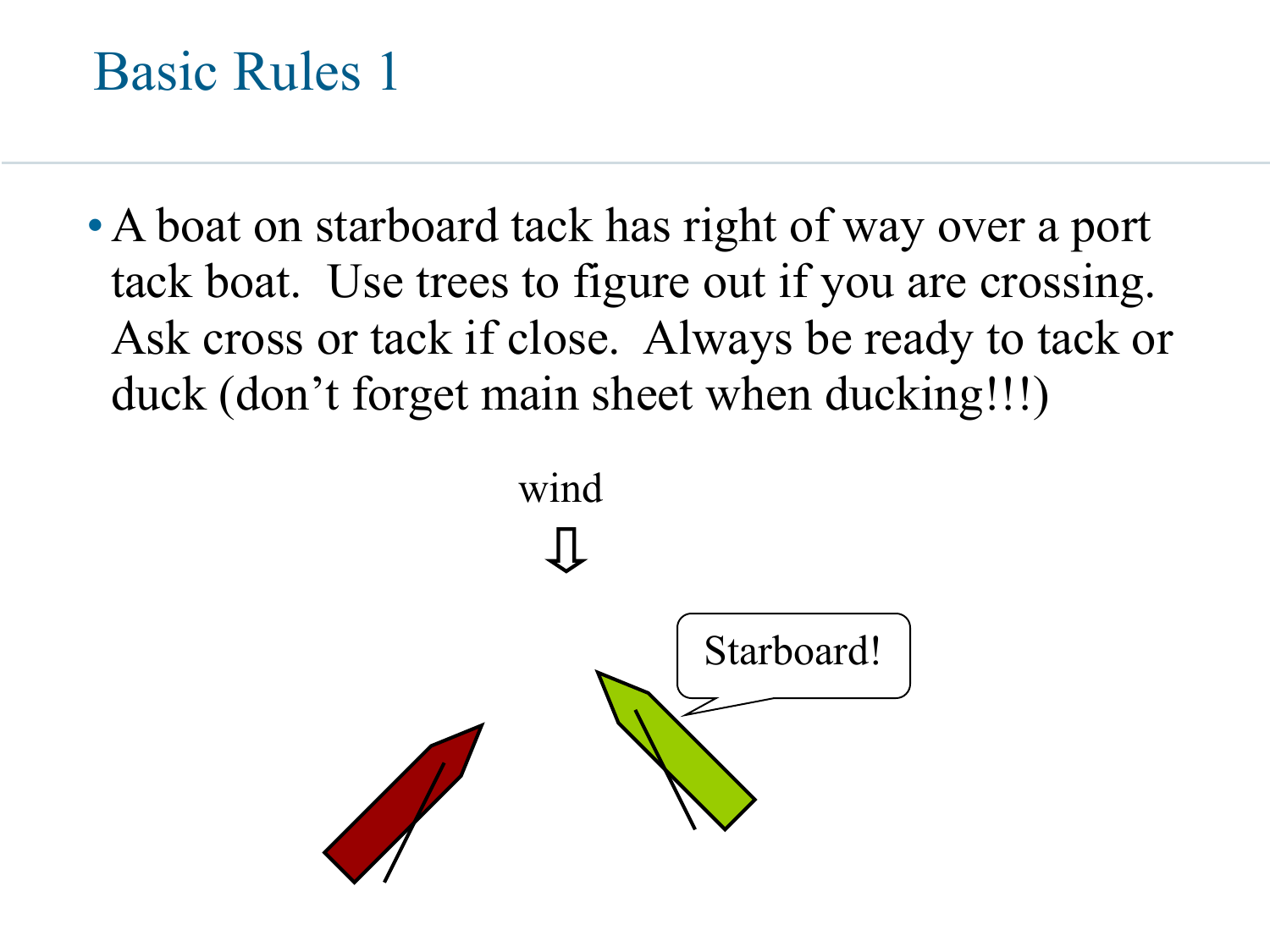# Basic Rules 1

- A boat on starboard tack has right of way over a port tack boat. Use trees to figure out if you are crossing. Ask cross or tack if close. Always be ready to tack or duck (don't forget main sheet when ducking!!!)

wind

Starboard!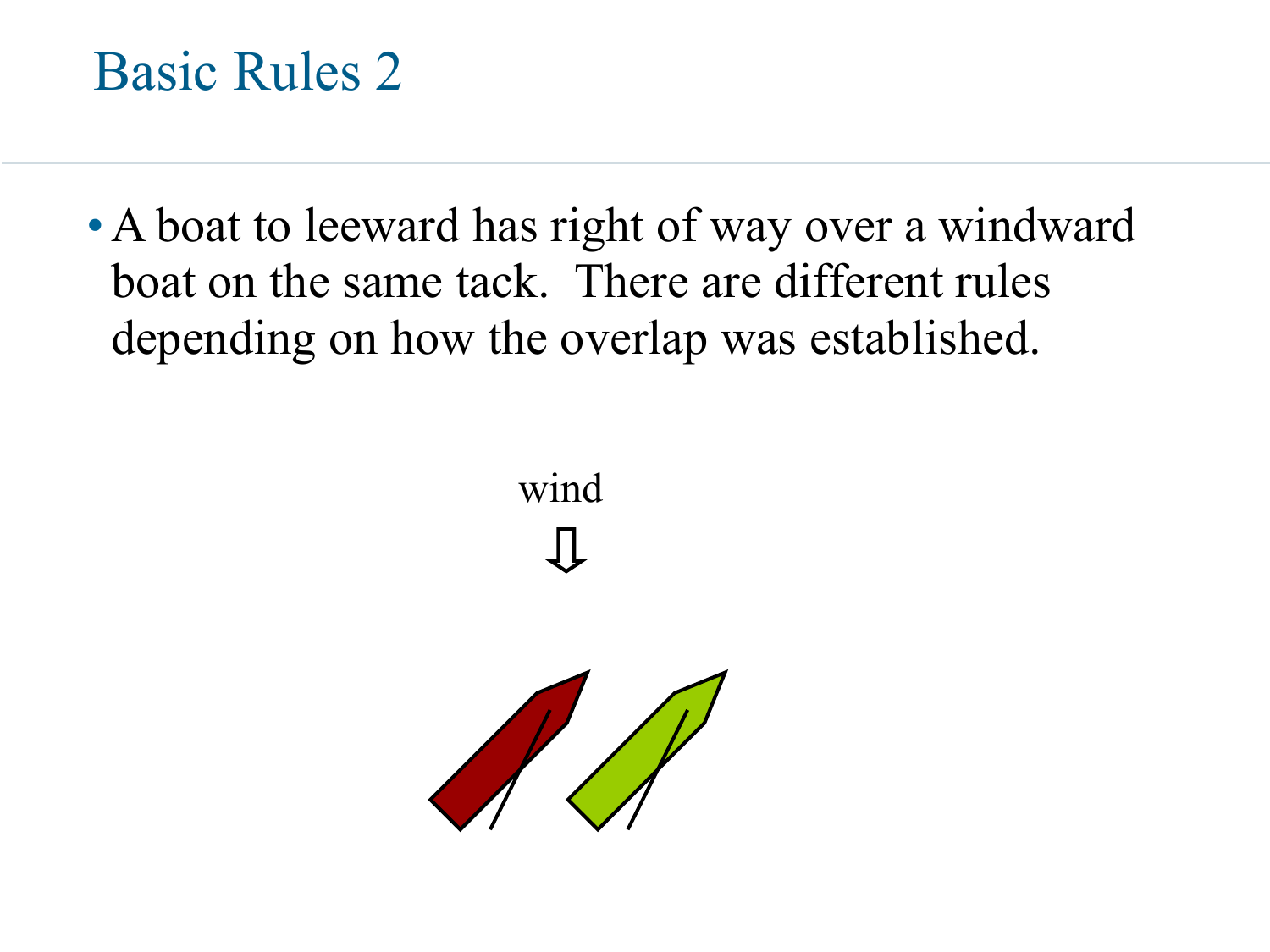# Basic Rules 2

- A boat to leeward has right of way over a windward boat on the same tack. There are different rules depending on how the overlap was established.

wind

⇩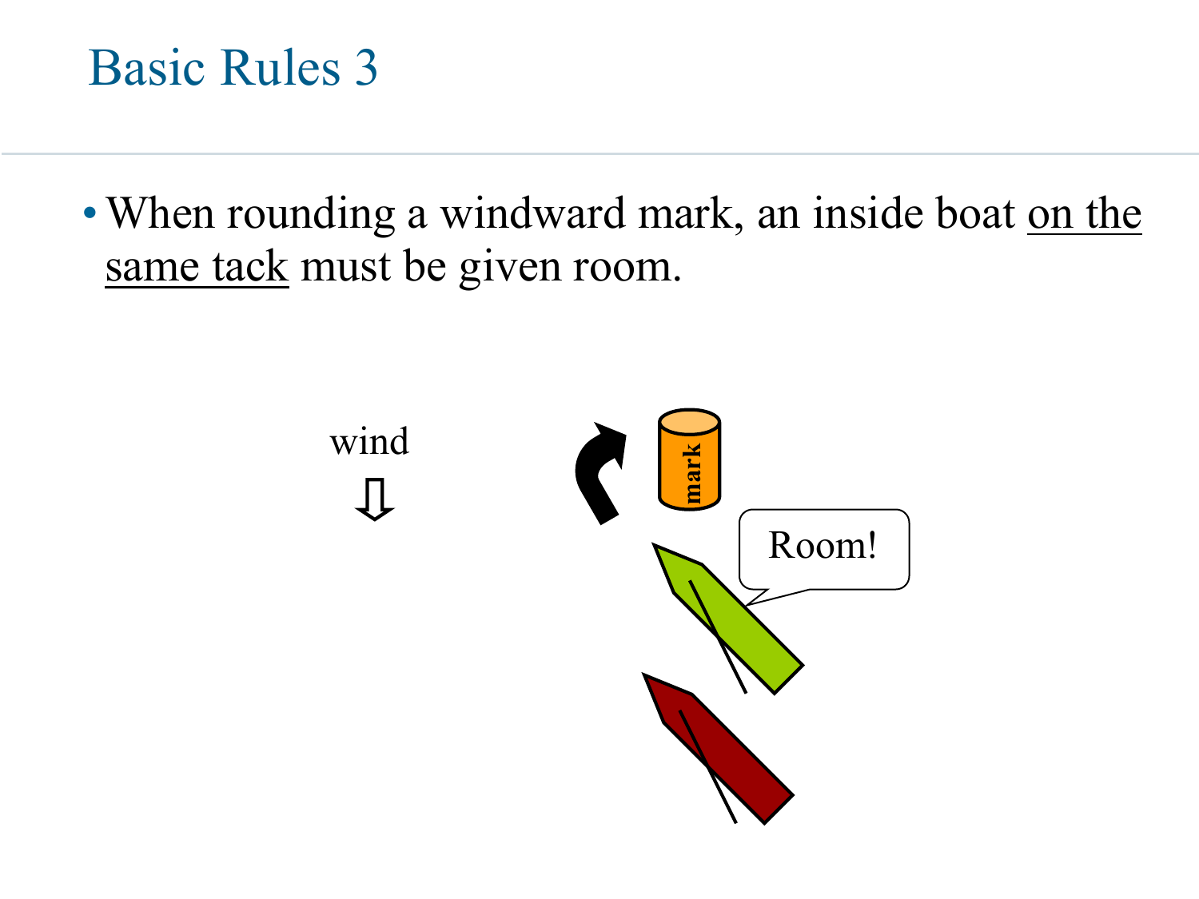# Basic Rules 3

- When rounding a windward mark, an inside boat on the same tack must be given room.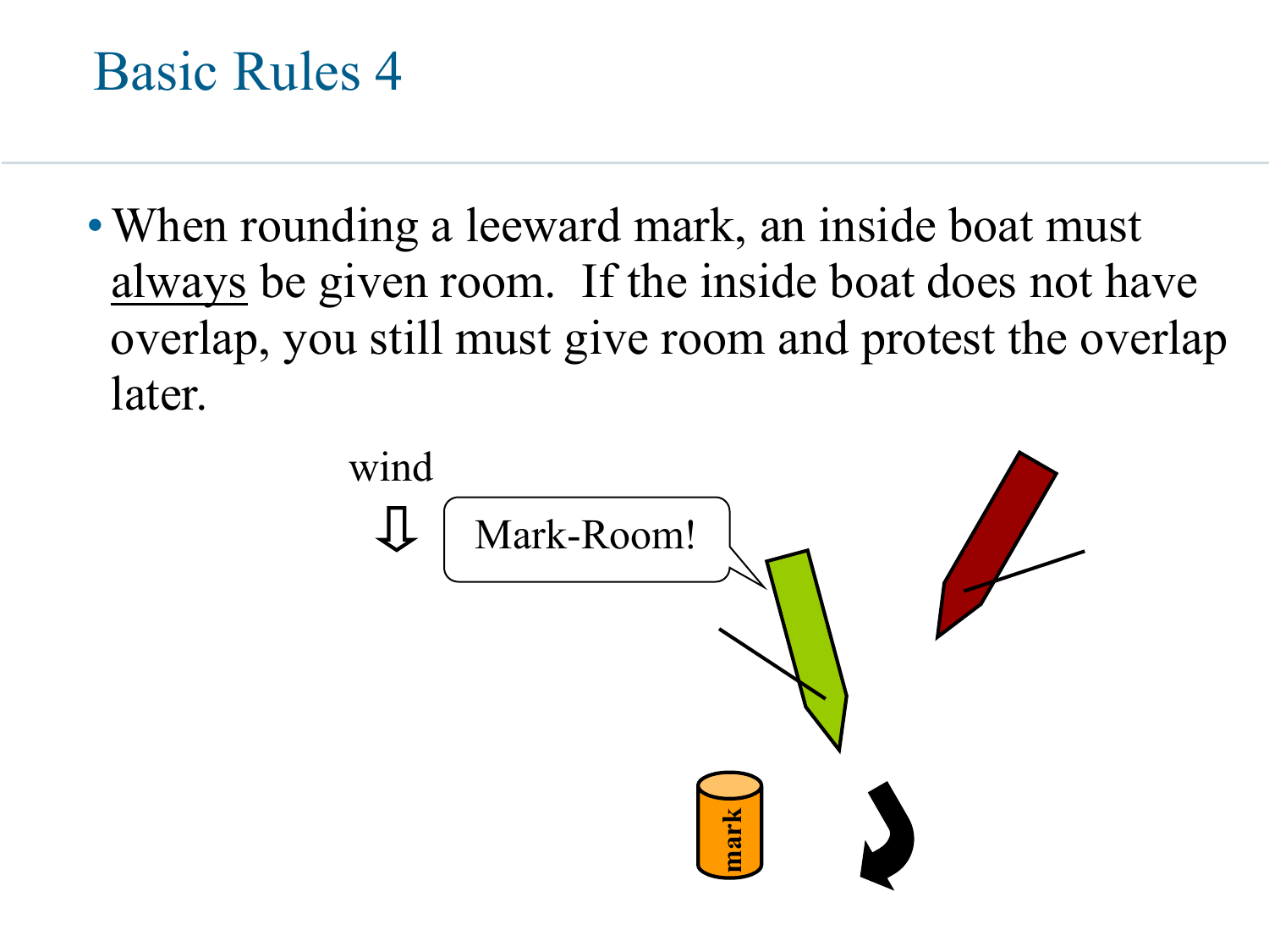# Basic Rules 4

- When rounding a leeward mark, an inside boat must <u>always</u> be given room. If the inside boat does not have overlap, you still must give room and protest the overlap later.

wind

Mark-Room!

mark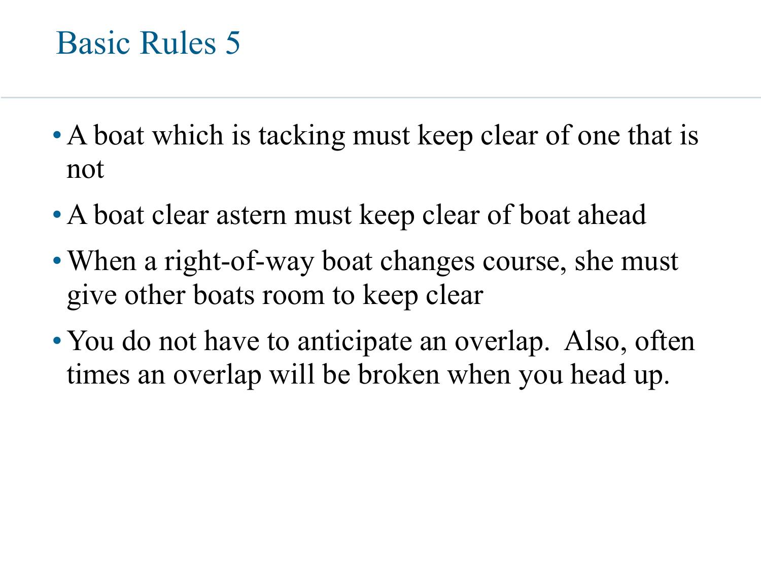# Basic Rules 5

- A boat which is tacking must keep clear of one that is not
- A boat clear astern must keep clear of boat ahead
- When a right-of-way boat changes course, she must give other boats room to keep clear
- You do not have to anticipate an overlap.  Also, often times an overlap will be broken when you head up.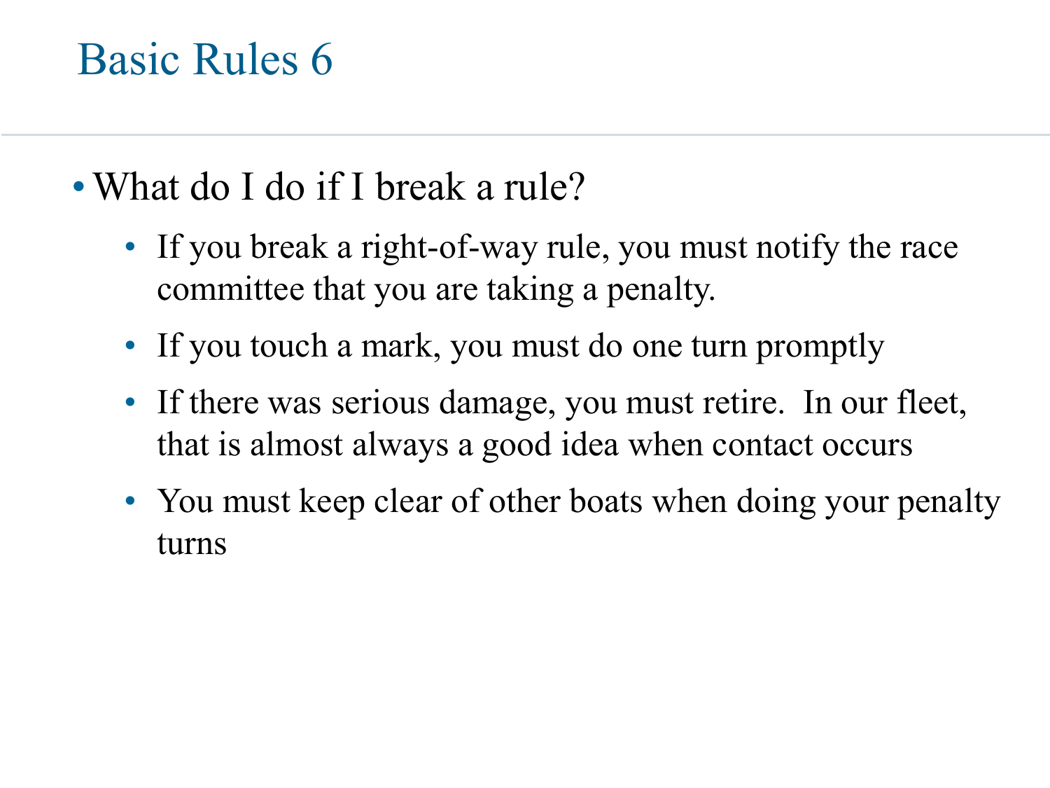# Basic Rules 6

- What do I do if I break a rule?
  - If you break a right-of-way rule, you must notify the race committee that you are taking a penalty.
  - If you touch a mark, you must do one turn promptly
  - If there was serious damage, you must retire. In our fleet, that is almost always a good idea when contact occurs
  - You must keep clear of other boats when doing your penalty turns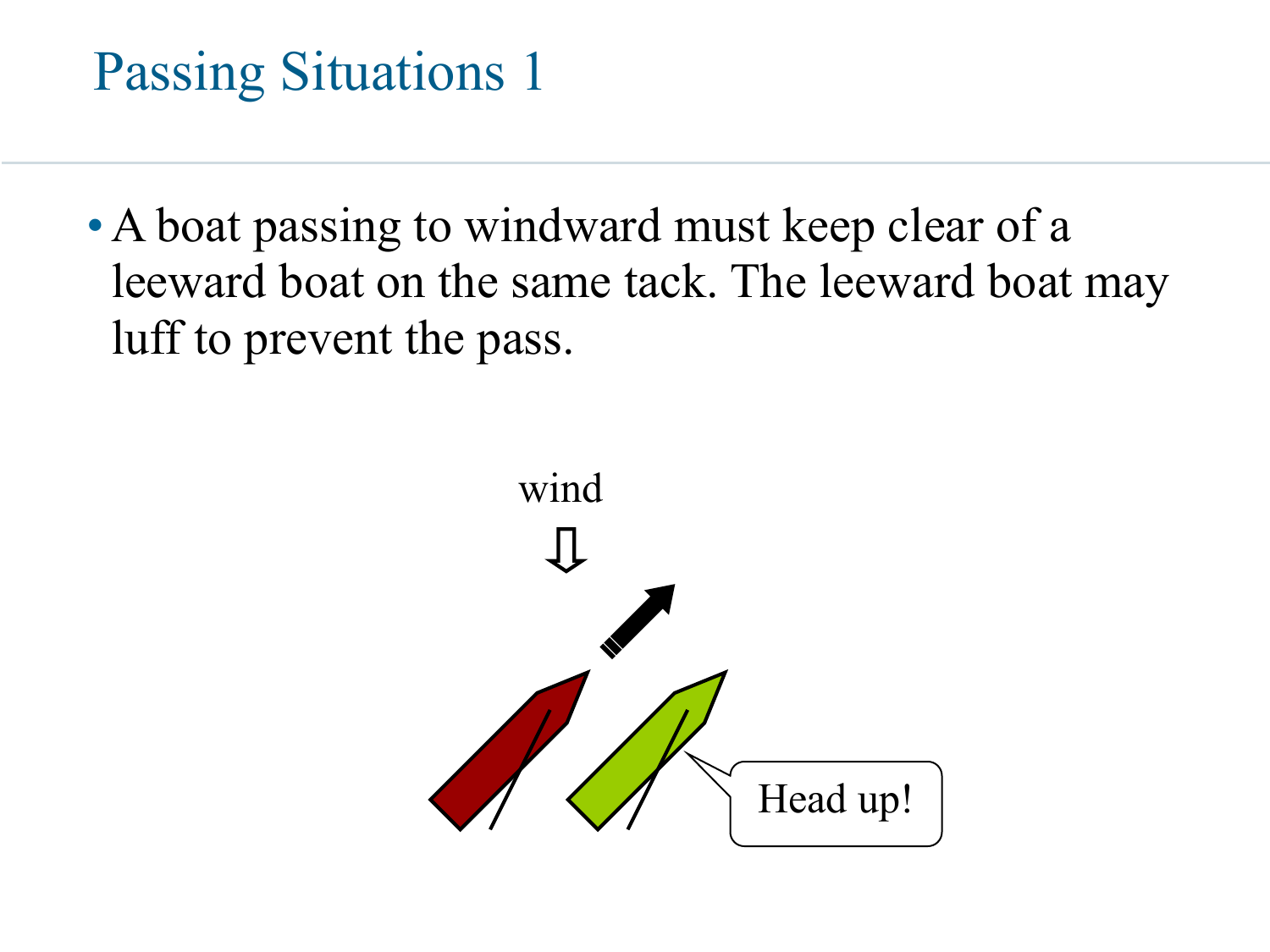# Passing Situations 1

- A boat passing to windward must keep clear of a leeward boat on the same tack. The leeward boat may luff to prevent the pass.

wind

Head up!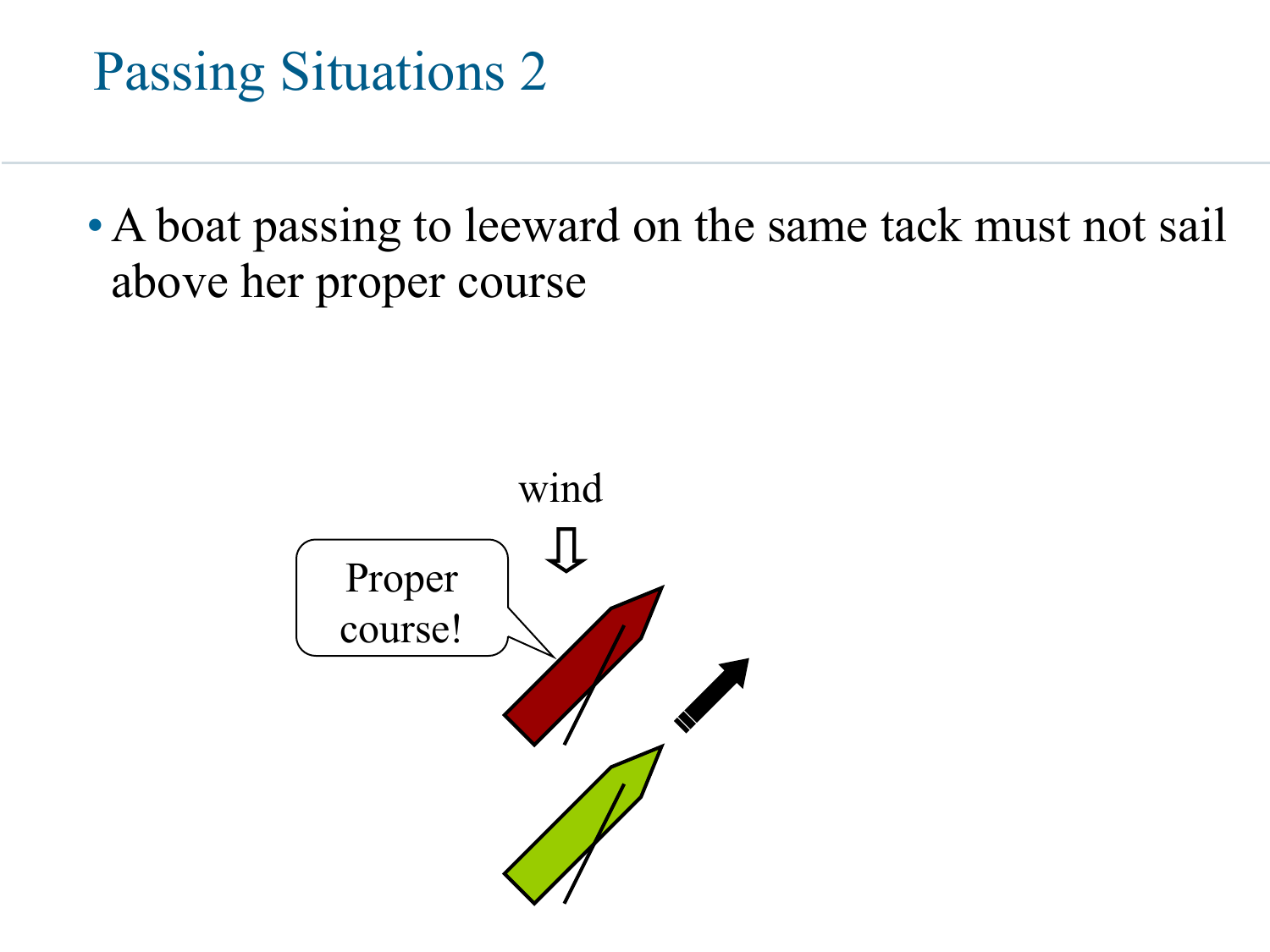# Passing Situations 2

- A boat passing to leeward on the same tack must not sail above her proper course

wind

Proper course!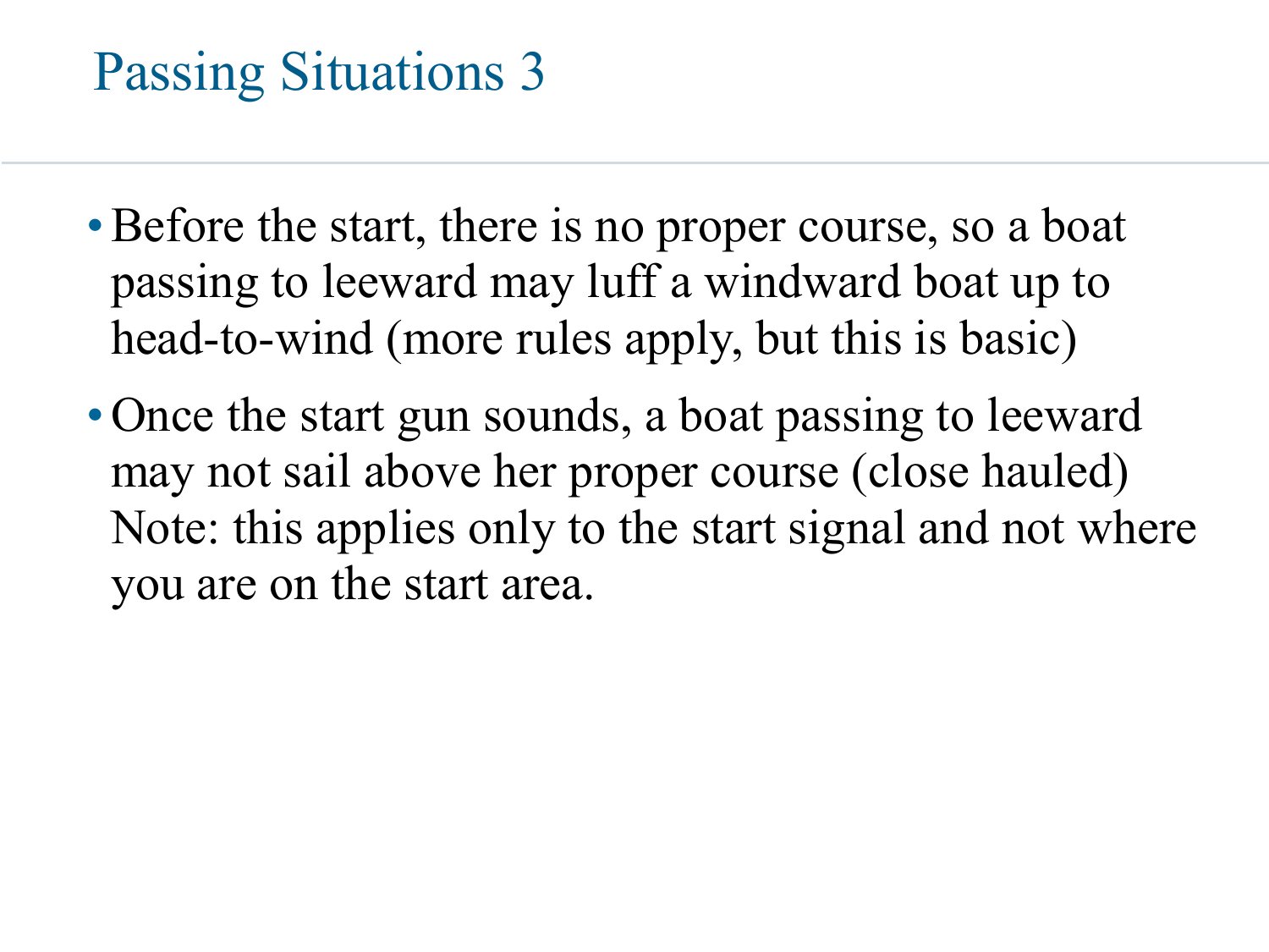# Passing Situations 3

- Before the start, there is no proper course, so a boat passing to leeward may luff a windward boat up to head-to-wind (more rules apply, but this is basic)
- Once the start gun sounds, a boat passing to leeward may not sail above her proper course (close hauled) Note: this applies only to the start signal and not where you are on the start area.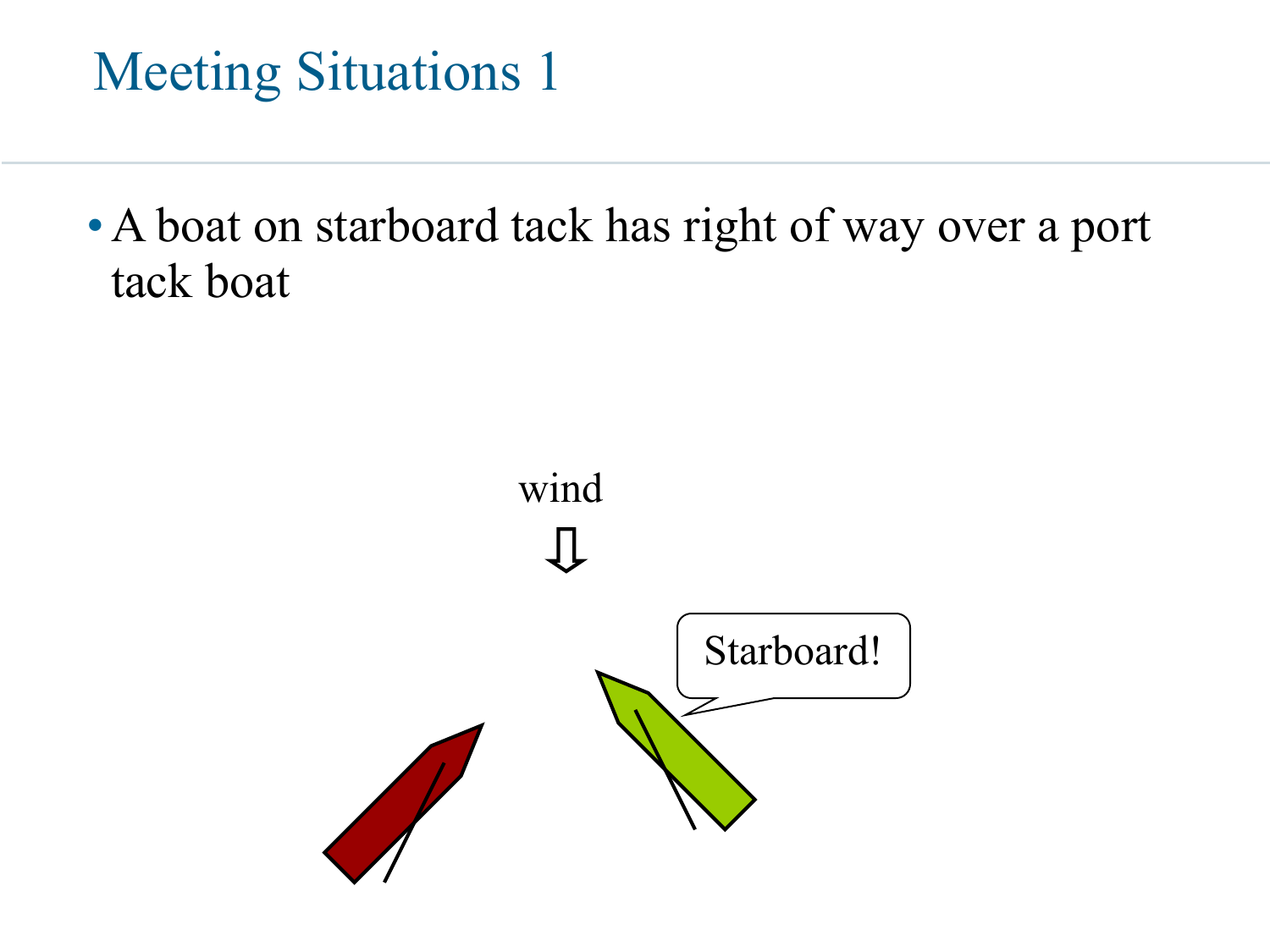# Meeting Situations 1

- A boat on starboard tack has right of way over a port tack boat

wind

Starboard!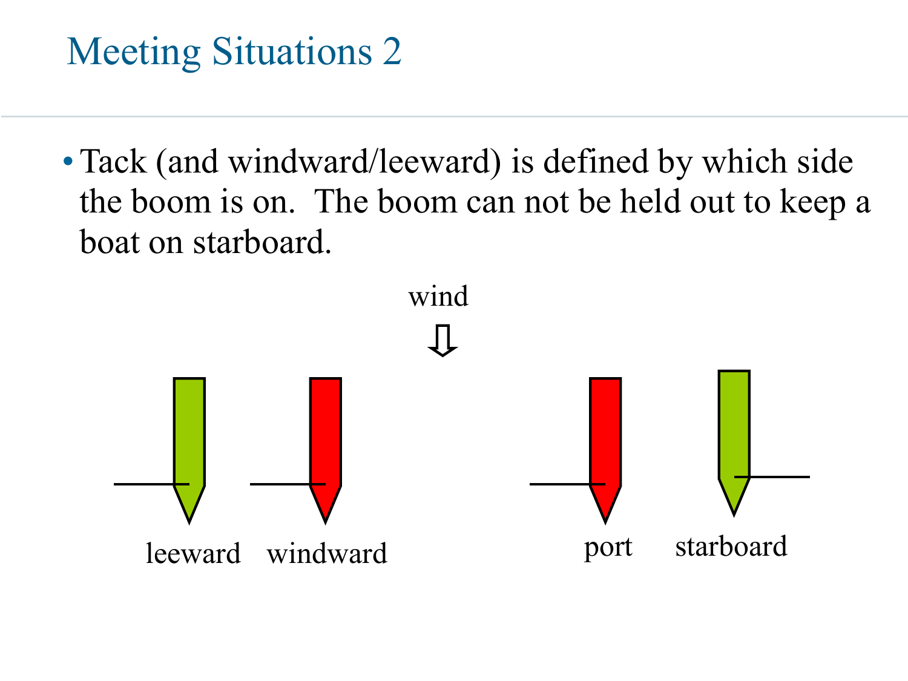# Meeting Situations 2

- Tack (and windward/leeward) is defined by which side the boom is on. The boom can not be held out to keep a boat on starboard.

wind

leeward windward

port starboard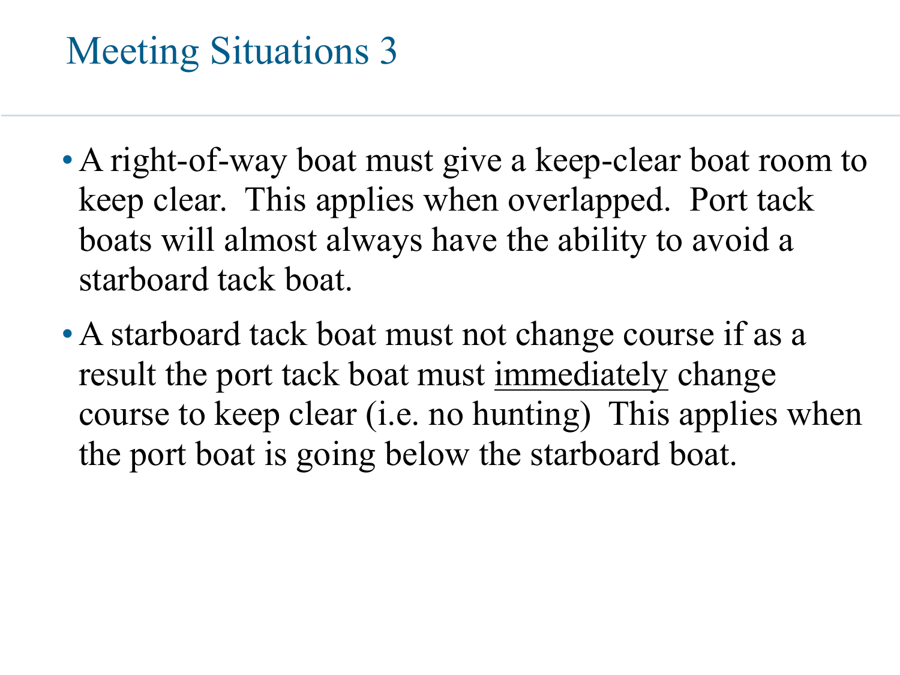# Meeting Situations 3

- A right-of-way boat must give a keep-clear boat room to keep clear. This applies when overlapped. Port tack boats will almost always have the ability to avoid a starboard tack boat.
- A starboard tack boat must not change course if as a result the port tack boat must <u>immediately</u> change course to keep clear (i.e. no hunting) This applies when the port boat is going below the starboard boat.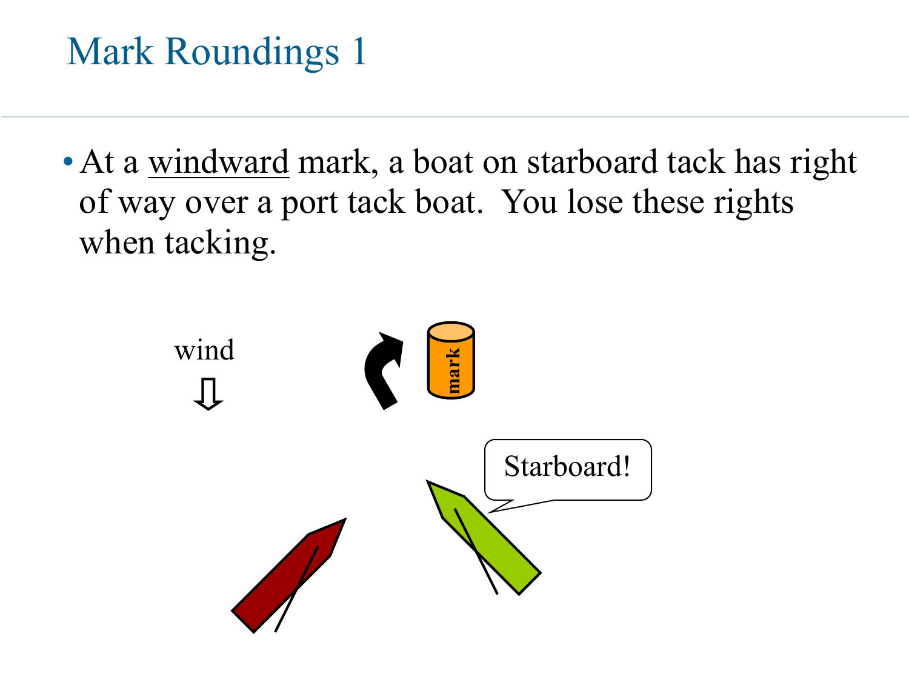# Mark Roundings 1

- At a <u>windward</u> mark, a boat on starboard tack has right of way over a port tack boat. You lose these rights when tacking.

wind

mark

Starboard!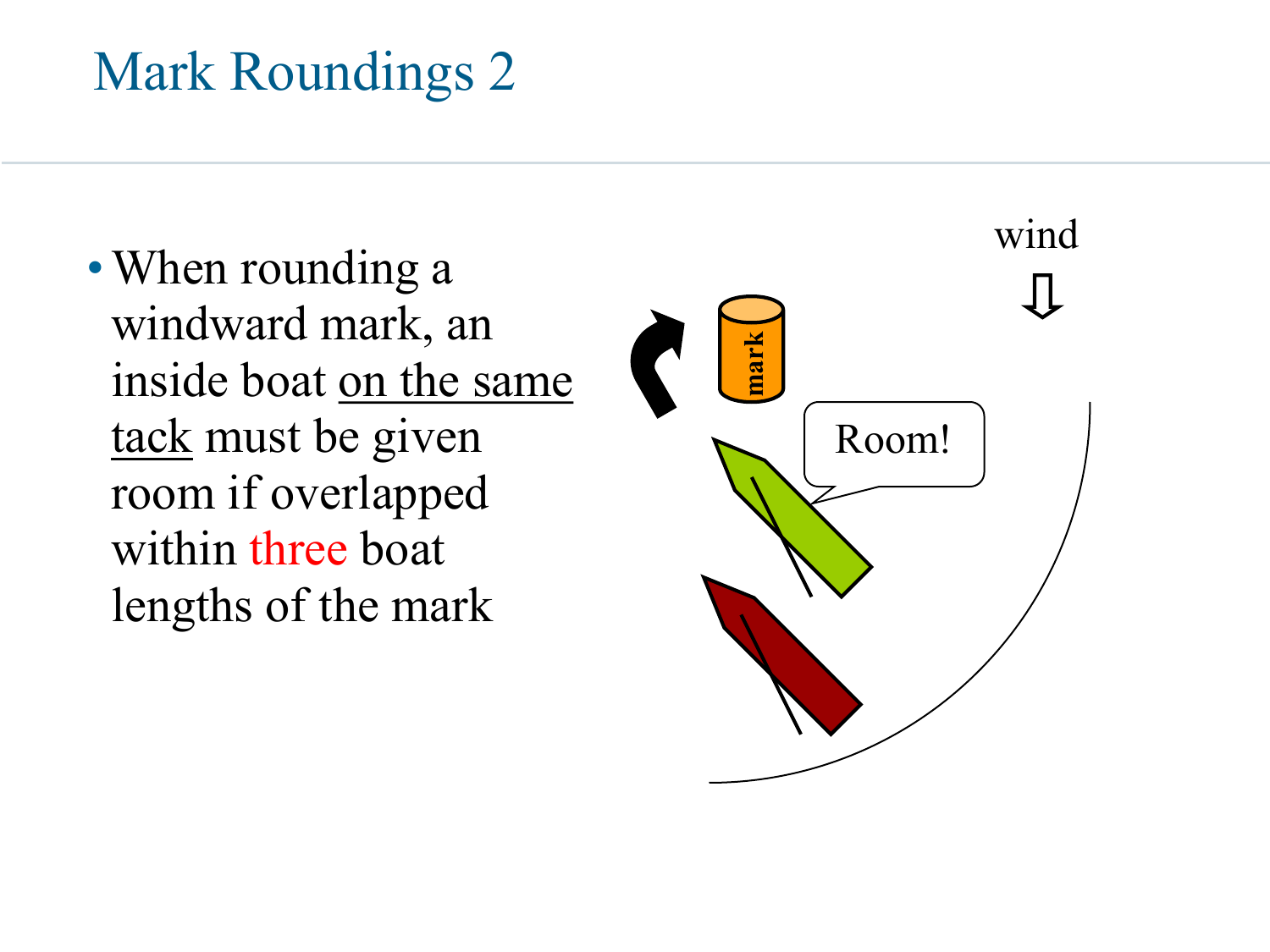# Mark Roundings 2

- When rounding a windward mark, an inside boat <u>on the same tack</u> must be given room if overlapped within three boat lengths of the mark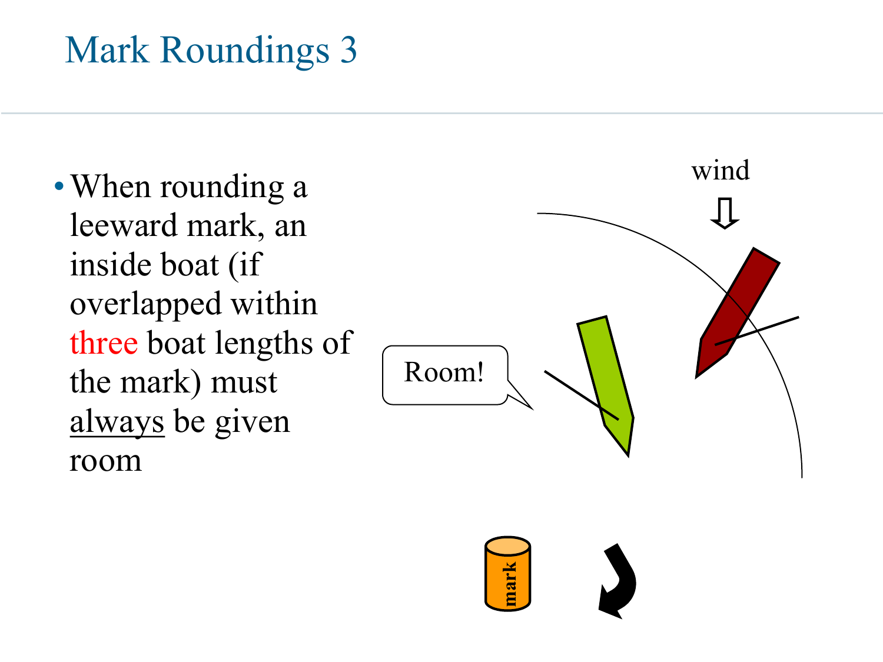# Mark Roundings 3

- When rounding a leeward mark, an inside boat (if overlapped within three boat lengths of the mark) must always be given room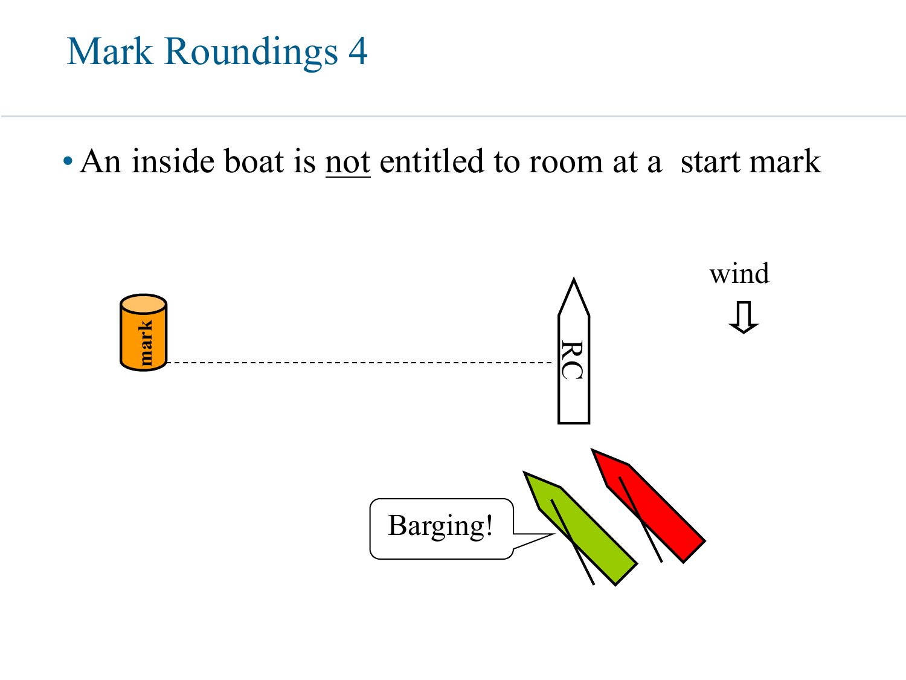# Mark Roundings 4

- An inside boat is <u>not</u> entitled to room at a start mark

mark

RC

wind

Barging!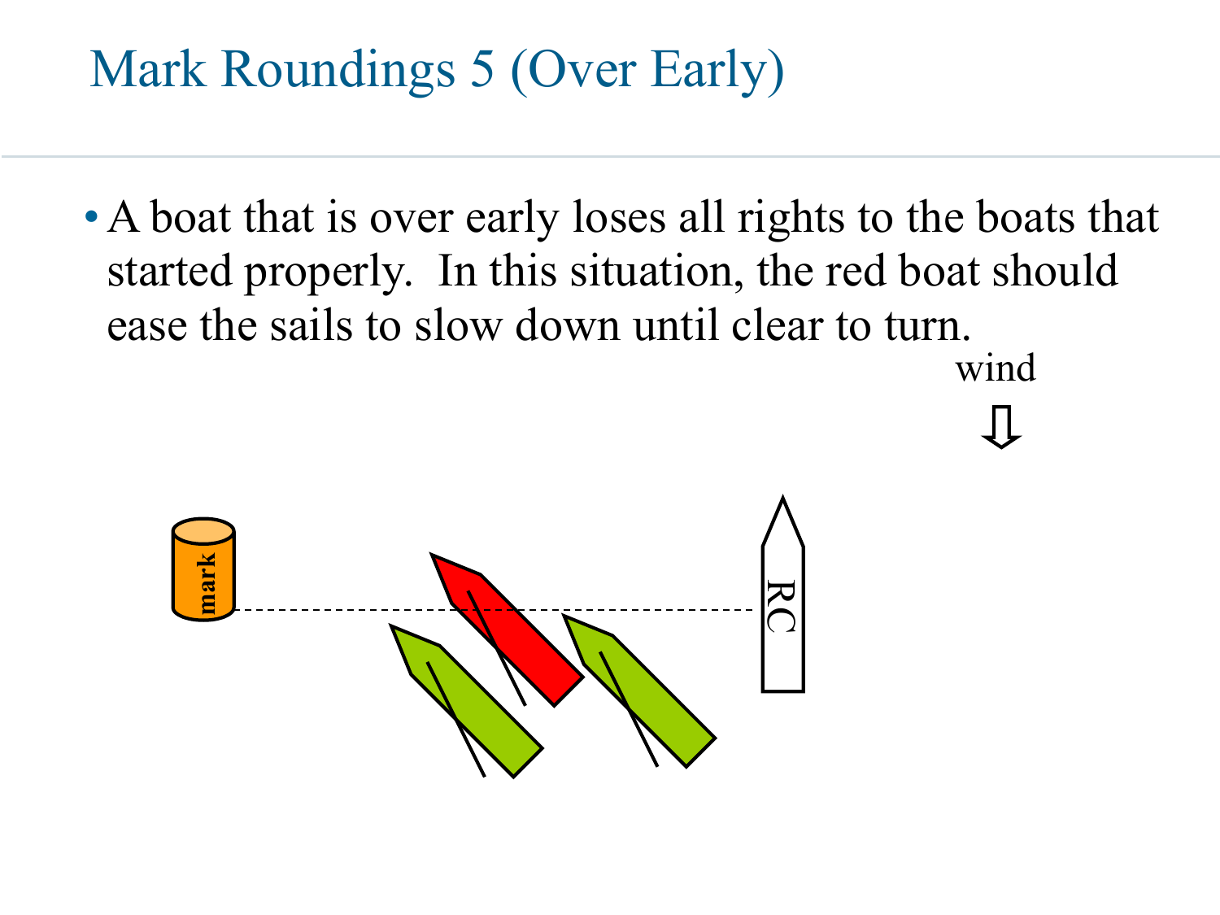# Mark Roundings 5 (Over Early)

- A boat that is over early loses all rights to the boats that started properly. In this situation, the red boat should ease the sails to slow down until clear to turn.

wind

mark

RC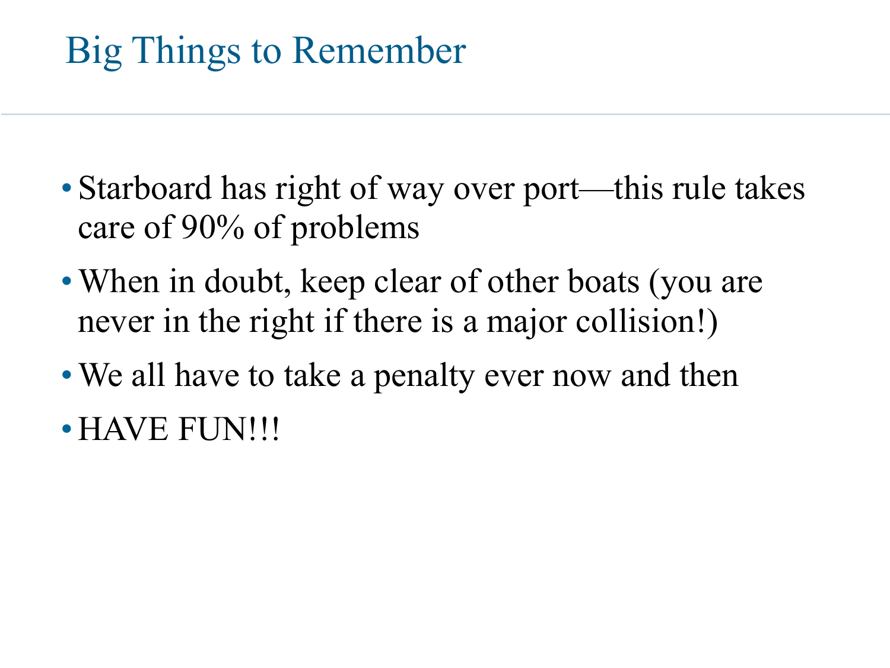# Big Things to Remember

- Starboard has right of way over port—this rule takes care of 90% of problems
- When in doubt, keep clear of other boats (you are never in the right if there is a major collision!)
- We all have to take a penalty ever now and then
- HAVE FUN!!!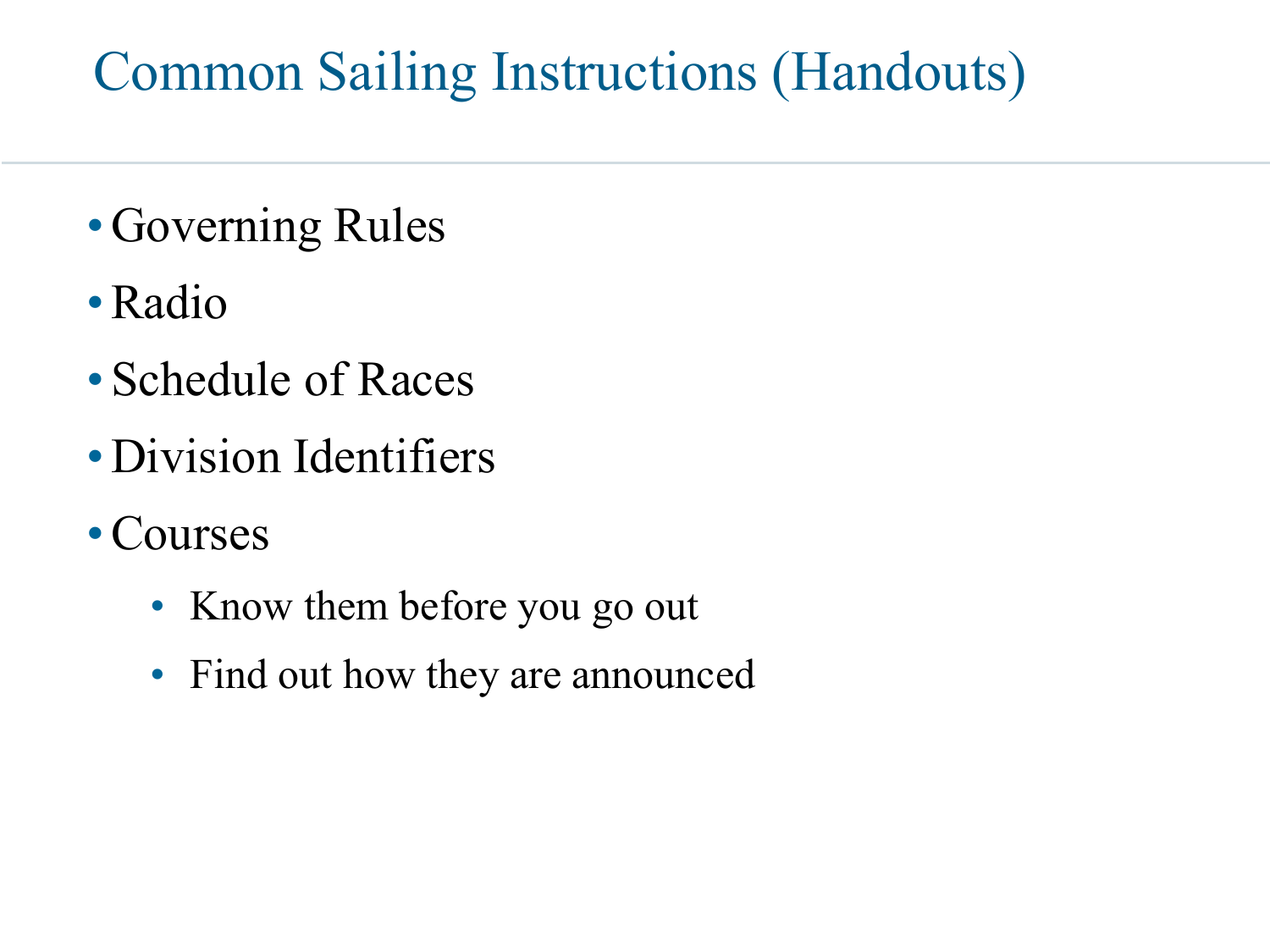# Common Sailing Instructions (Handouts)

- Governing Rules
- Radio
- Schedule of Races
- Division Identifiers
- Courses
  - Know them before you go out
  - Find out how they are announced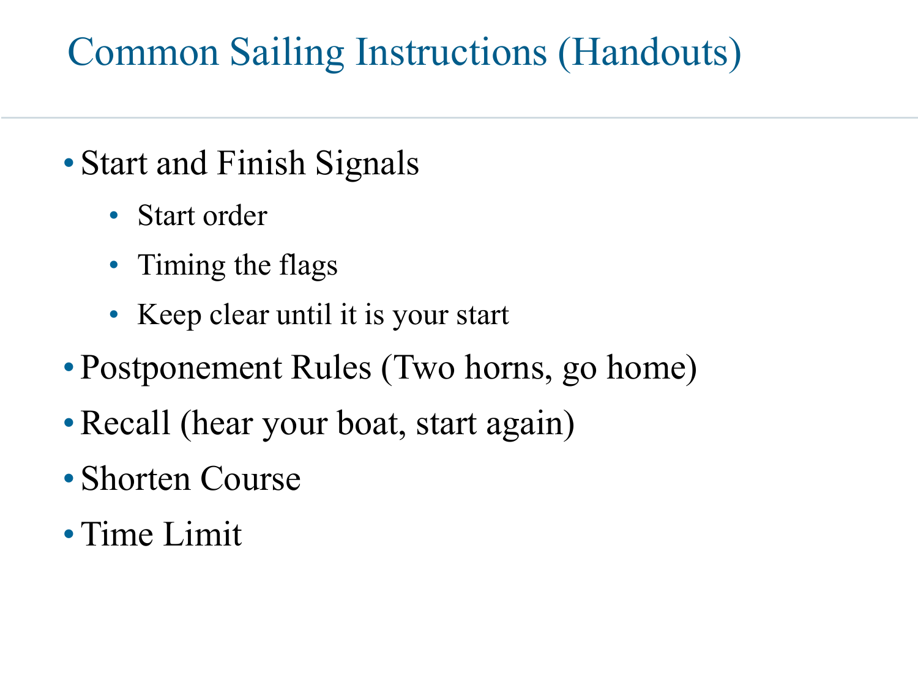# Common Sailing Instructions (Handouts)

- Start and Finish Signals
  - Start order
  - Timing the flags
  - Keep clear until it is your start
- Postponement Rules (Two horns, go home)
- Recall (hear your boat, start again)
- Shorten Course
- Time Limit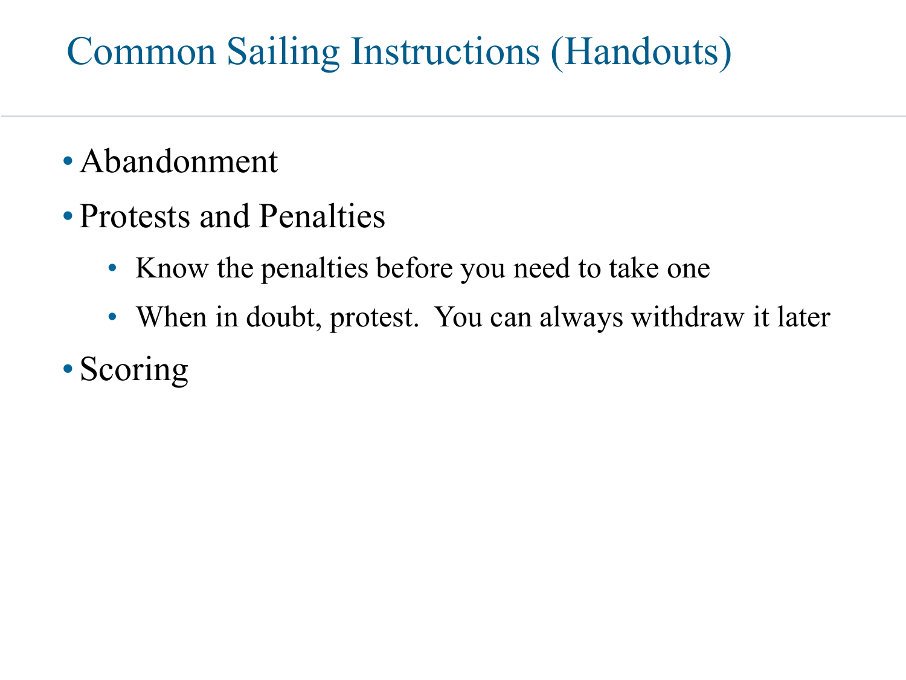# Common Sailing Instructions (Handouts)

- Abandonment
- Protests and Penalties
  - Know the penalties before you need to take one
  - When in doubt, protest.  You can always withdraw it later
- Scoring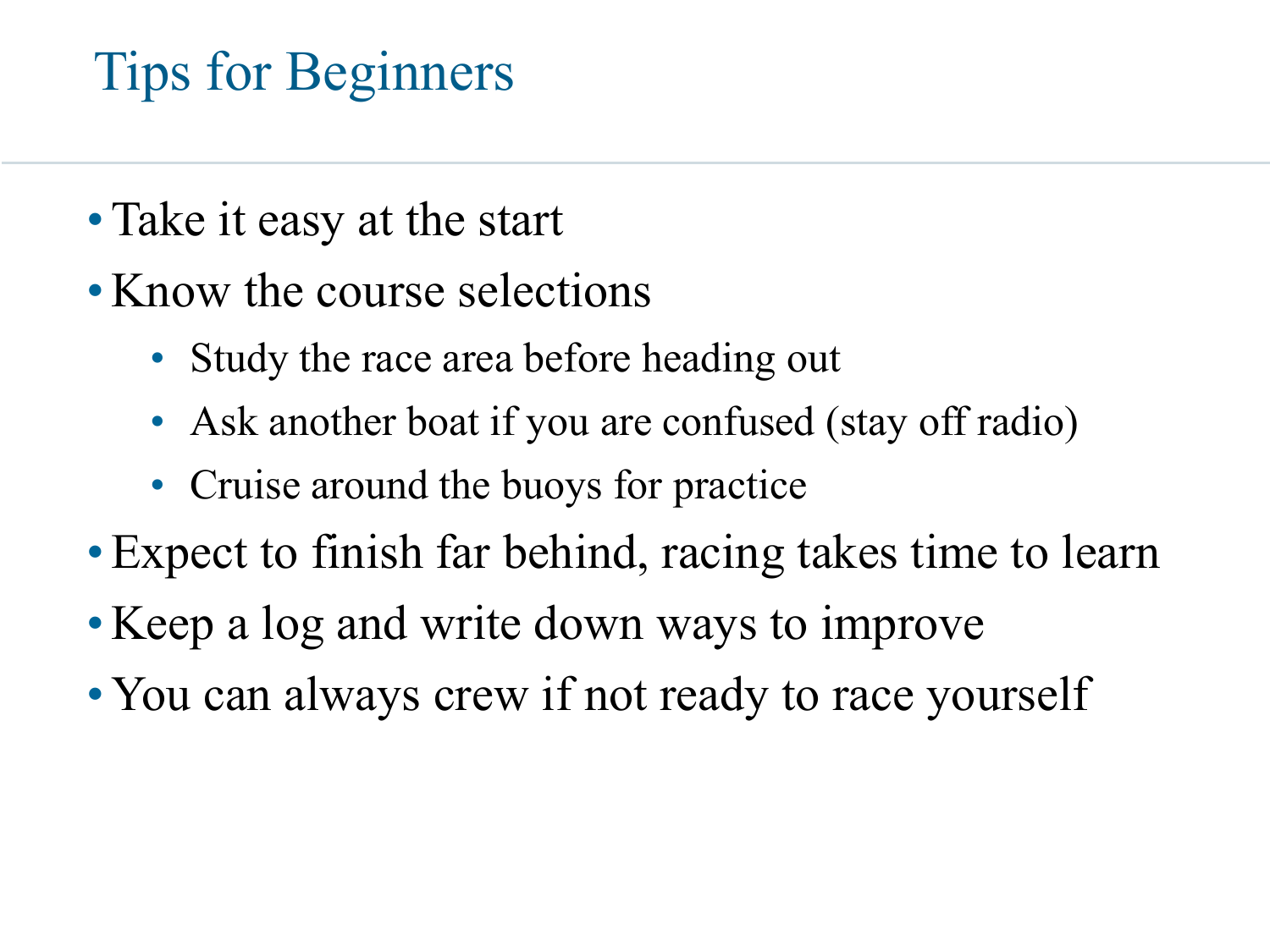# Tips for Beginners

- Take it easy at the start
- Know the course selections
  - Study the race area before heading out
  - Ask another boat if you are confused (stay off radio)
  - Cruise around the buoys for practice
- Expect to finish far behind, racing takes time to learn
- Keep a log and write down ways to improve
- You can always crew if not ready to race yourself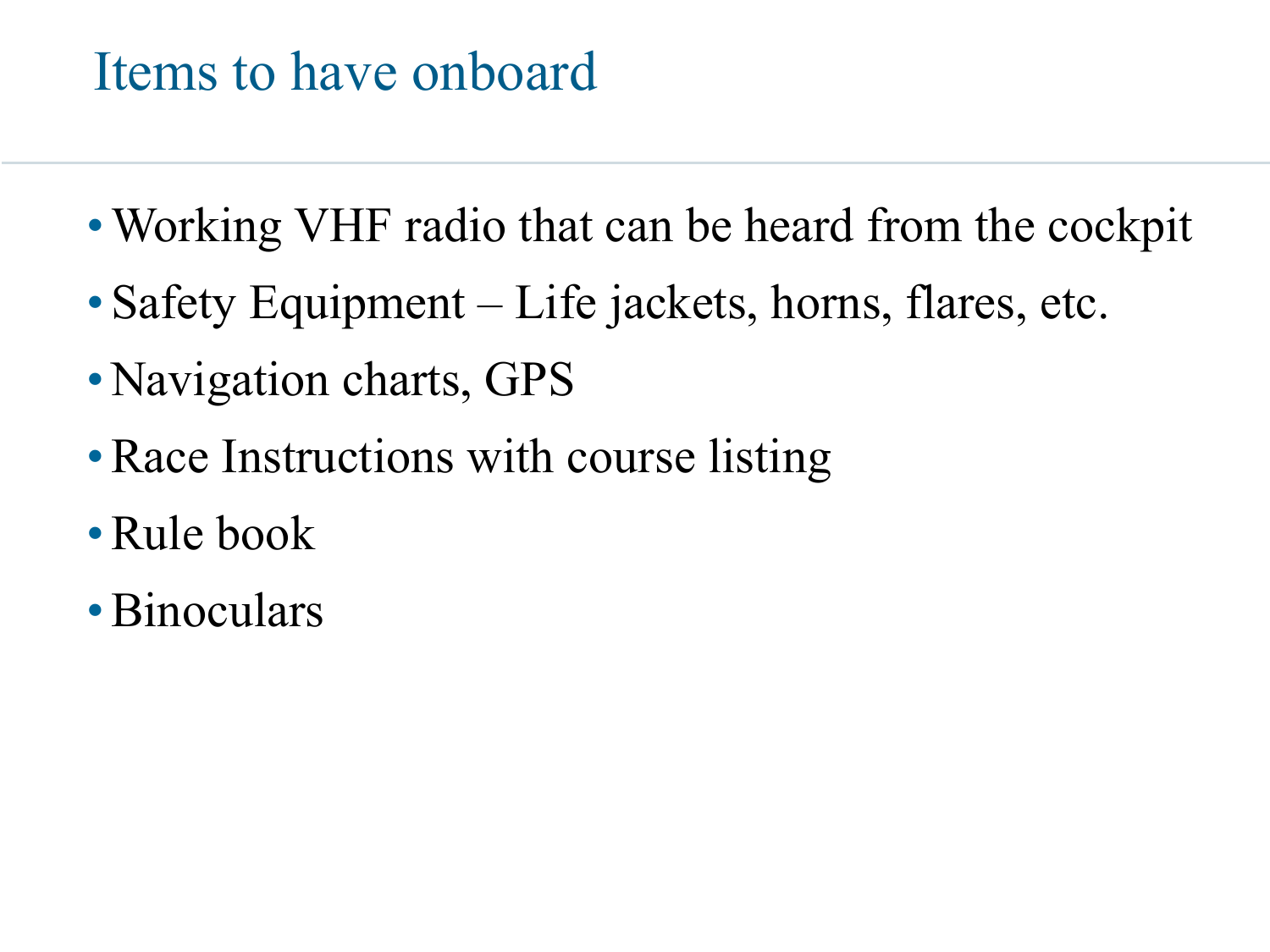# Items to have onboard

- Working VHF radio that can be heard from the cockpit
- Safety Equipment – Life jackets, horns, flares, etc.
- Navigation charts, GPS
- Race Instructions with course listing
- Rule book
- Binoculars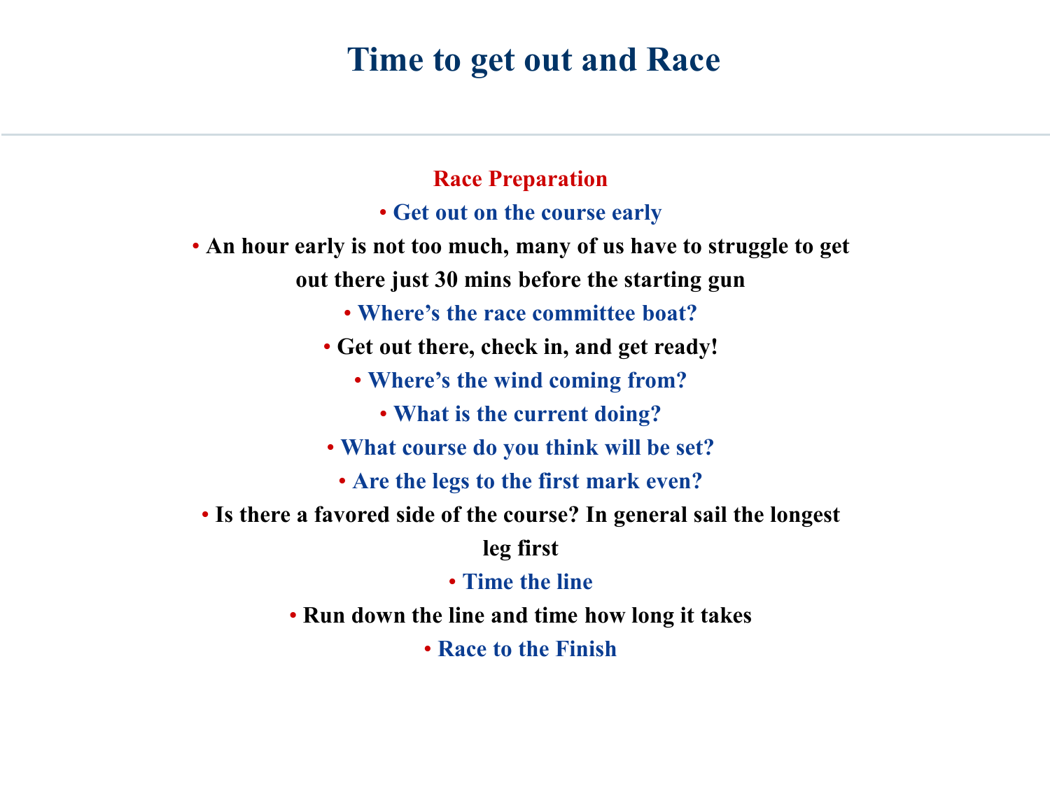# Time to get out and Race

**Race Preparation**

- **Get out on the course early**
- **An hour early is not too much, many of us have to struggle to get out there just 30 mins before the starting gun**
- **Where's the race committee boat?**
- **Get out there, check in, and get ready!**
- **Where's the wind coming from?**
- **What is the current doing?**
- **What course do you think will be set?**
- **Are the legs to the first mark even?**
- **Is there a favored side of the course? In general sail the longest leg first**
- **Time the line**
- **Run down the line and time how long it takes**
- **Race to the Finish**